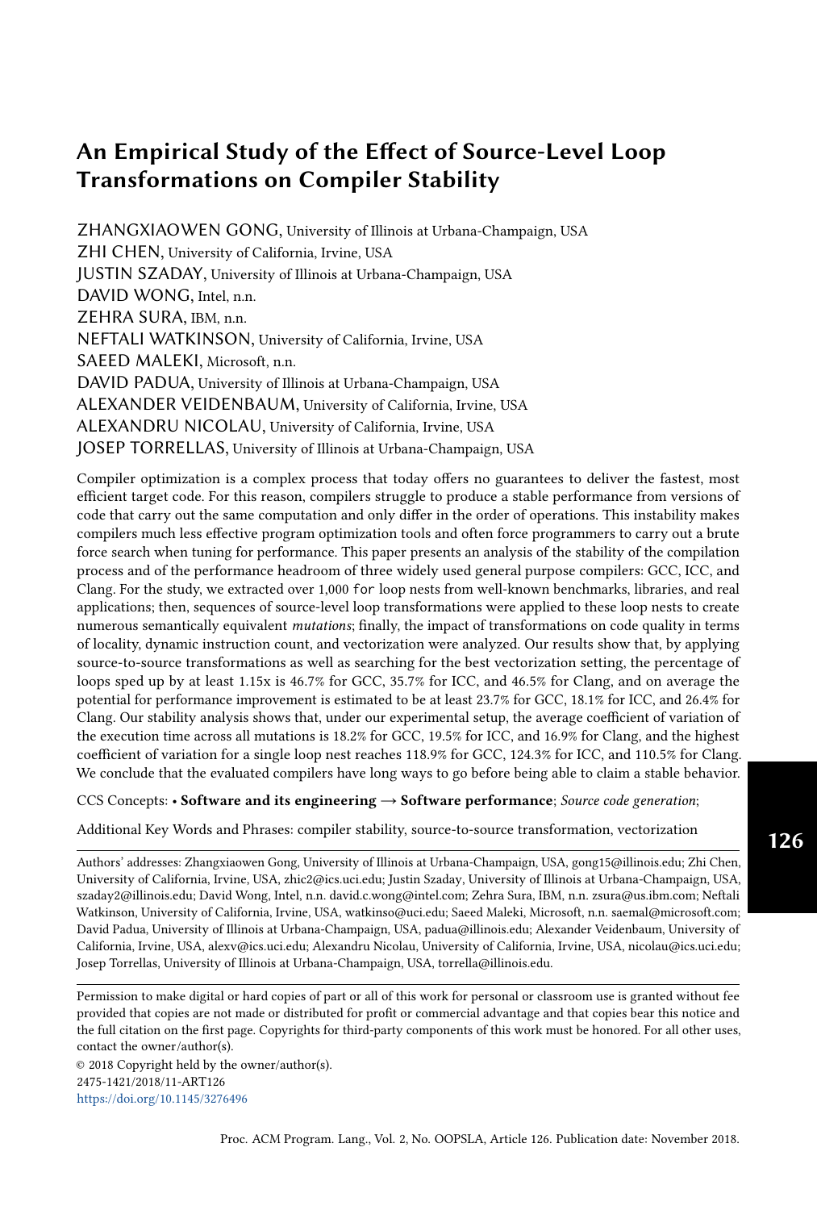# An Empirical Study of the Effect of Source-Level Loop Transformations on Compiler Stability

ZHANGXIAOWEN GONG, University of Illinois at Urbana-Champaign, USA
ZHI CHEN, University of California, Irvine, USA
JUSTIN SZADAY, University of Illinois at Urbana-Champaign, USA
DAVID WONG, Intel, n.n.
ZEHRA SURA, IBM, n.n.
NEFTALI WATKINSON, University of California, Irvine, USA
SAEED MALEKI, Microsoft, n.n.
DAVID PADUA, University of Illinois at Urbana-Champaign, USA
ALEXANDER VEIDENBAUM, University of California, Irvine, USA
ALEXANDRU NICOLAU, University of California, Irvine, USA
JOSEP TORRELLAS, University of Illinois at Urbana-Champaign, USA

Compiler optimization is a complex process that today offers no guarantees to deliver the fastest, most efficient target code. For this reason, compilers struggle to produce a stable performance from versions of code that carry out the same computation and only differ in the order of operations. This instability makes compilers much less effective program optimization tools and often force programmers to carry out a brute force search when tuning for performance. This paper presents an analysis of the stability of the compilation process and of the performance headroom of three widely used general purpose compilers: GCC, ICC, and Clang. For the study, we extracted over 1,000 `for` loop nests from well-known benchmarks, libraries, and real applications; then, sequences of source-level loop transformations were applied to these loop nests to create numerous semantically equivalent *mutations*; finally, the impact of transformations on code quality in terms of locality, dynamic instruction count, and vectorization were analyzed. Our results show that, by applying source-to-source transformations as well as searching for the best vectorization setting, the percentage of loops sped up by at least 1.15x is 46.7% for GCC, 35.7% for ICC, and 46.5% for Clang, and on average the potential for performance improvement is estimated to be at least 23.7% for GCC, 18.1% for ICC, and 26.4% for Clang. Our stability analysis shows that, under our experimental setup, the average coefficient of variation of the execution time across all mutations is 18.2% for GCC, 19.5% for ICC, and 16.9% for Clang, and the highest coefficient of variation for a single loop nest reaches 118.9% for GCC, 124.3% for ICC, and 110.5% for Clang. We conclude that the evaluated compilers have long ways to go before being able to claim a stable behavior.

CCS Concepts: • **Software and its engineering → Software performance**; *Source code generation*;

Additional Key Words and Phrases: compiler stability, source-to-source transformation, vectorization

Authors' addresses: Zhangxiaowen Gong, University of Illinois at Urbana-Champaign, USA, gong15@illinois.edu; Zhi Chen, University of California, Irvine, USA, zhic2@ics.uci.edu; Justin Szaday, University of Illinois at Urbana-Champaign, USA, szaday2@illinois.edu; David Wong, Intel, n.n. david.c.wong@intel.com; Zehra Sura, IBM, n.n. zsura@us.ibm.com; Neftali Watkinson, University of California, Irvine, USA, watkinso@uci.edu; Saeed Maleki, Microsoft, n.n. saemal@microsoft.com; David Padua, University of Illinois at Urbana-Champaign, USA, padua@illinois.edu; Alexander Veidenbaum, University of California, Irvine, USA, alexv@ics.uci.edu; Alexandru Nicolau, University of California, Irvine, USA, nicolau@ics.uci.edu; Josep Torrellas, University of Illinois at Urbana-Champaign, USA, torrella@illinois.edu.

Permission to make digital or hard copies of part or all of this work for personal or classroom use is granted without fee provided that copies are not made or distributed for profit or commercial advantage and that copies bear this notice and the full citation on the first page. Copyrights for third-party components of this work must be honored. For all other uses, contact the owner/author(s).

© 2018 Copyright held by the owner/author(s).
2475-1421/2018/11-ART126
https://doi.org/10.1145/3276496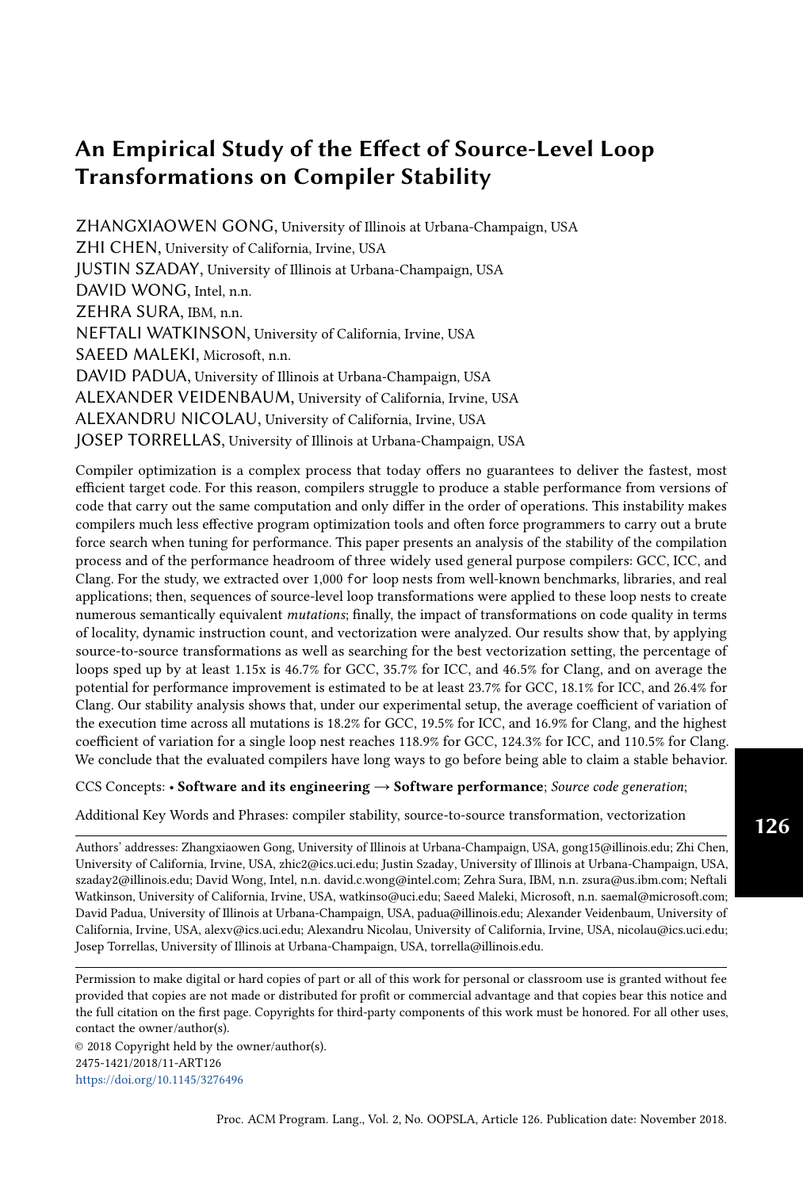# An Empirical Study of the Effect of Source-Level Loop Transformations on Compiler Stability

ZHANGXIAOWEN GONG, University of Illinois at Urbana-Champaign, USA
ZHI CHEN, University of California, Irvine, USA
JUSTIN SZADAY, University of Illinois at Urbana-Champaign, USA
DAVID WONG, Intel, n.n.
ZEHRA SURA, IBM, n.n.
NEFTALI WATKINSON, University of California, Irvine, USA
SAEED MALEKI, Microsoft, n.n.
DAVID PADUA, University of Illinois at Urbana-Champaign, USA
ALEXANDER VEIDENBAUM, University of California, Irvine, USA
ALEXANDRU NICOLAU, University of California, Irvine, USA
JOSEP TORRELLAS, University of Illinois at Urbana-Champaign, USA

Compiler optimization is a complex process that today offers no guarantees to deliver the fastest, most efficient target code. For this reason, compilers struggle to produce a stable performance from versions of code that carry out the same computation and only differ in the order of operations. This instability makes compilers much less effective program optimization tools and often force programmers to carry out a brute force search when tuning for performance. This paper presents an analysis of the stability of the compilation process and of the performance headroom of three widely used general purpose compilers: GCC, ICC, and Clang. For the study, we extracted over 1,000 `for` loop nests from well-known benchmarks, libraries, and real applications; then, sequences of source-level loop transformations were applied to these loop nests to create numerous semantically equivalent *mutations*; finally, the impact of transformations on code quality in terms of locality, dynamic instruction count, and vectorization were analyzed. Our results show that, by applying source-to-source transformations as well as searching for the best vectorization setting, the percentage of loops sped up by at least 1.15x is 46.7% for GCC, 35.7% for ICC, and 46.5% for Clang, and on average the potential for performance improvement is estimated to be at least 23.7% for GCC, 18.1% for ICC, and 26.4% for Clang. Our stability analysis shows that, under our experimental setup, the average coefficient of variation of the execution time across all mutations is 18.2% for GCC, 19.5% for ICC, and 16.9% for Clang, and the highest coefficient of variation for a single loop nest reaches 118.9% for GCC, 124.3% for ICC, and 110.5% for Clang. We conclude that the evaluated compilers have long ways to go before being able to claim a stable behavior.

CCS Concepts: • **Software and its engineering → Software performance**; *Source code generation*;

Additional Key Words and Phrases: compiler stability, source-to-source transformation, vectorization

Authors' addresses: Zhangxiaowen Gong, University of Illinois at Urbana-Champaign, USA, gong15@illinois.edu; Zhi Chen, University of California, Irvine, USA, zhic2@ics.uci.edu; Justin Szaday, University of Illinois at Urbana-Champaign, USA, szaday2@illinois.edu; David Wong, Intel, n.n. david.c.wong@intel.com; Zehra Sura, IBM, n.n. zsura@us.ibm.com; Neftali Watkinson, University of California, Irvine, USA, watkinso@uci.edu; Saeed Maleki, Microsoft, n.n. saemal@microsoft.com; David Padua, University of Illinois at Urbana-Champaign, USA, padua@illinois.edu; Alexander Veidenbaum, University of California, Irvine, USA, alexv@ics.uci.edu; Alexandru Nicolau, University of California, Irvine, USA, nicolau@ics.uci.edu; Josep Torrellas, University of Illinois at Urbana-Champaign, USA, torrella@illinois.edu.

Permission to make digital or hard copies of part or all of this work for personal or classroom use is granted without fee provided that copies are not made or distributed for profit or commercial advantage and that copies bear this notice and the full citation on the first page. Copyrights for third-party components of this work must be honored. For all other uses, contact the owner/author(s).

© 2018 Copyright held by the owner/author(s).
2475-1421/2018/11-ART126
https://doi.org/10.1145/3276496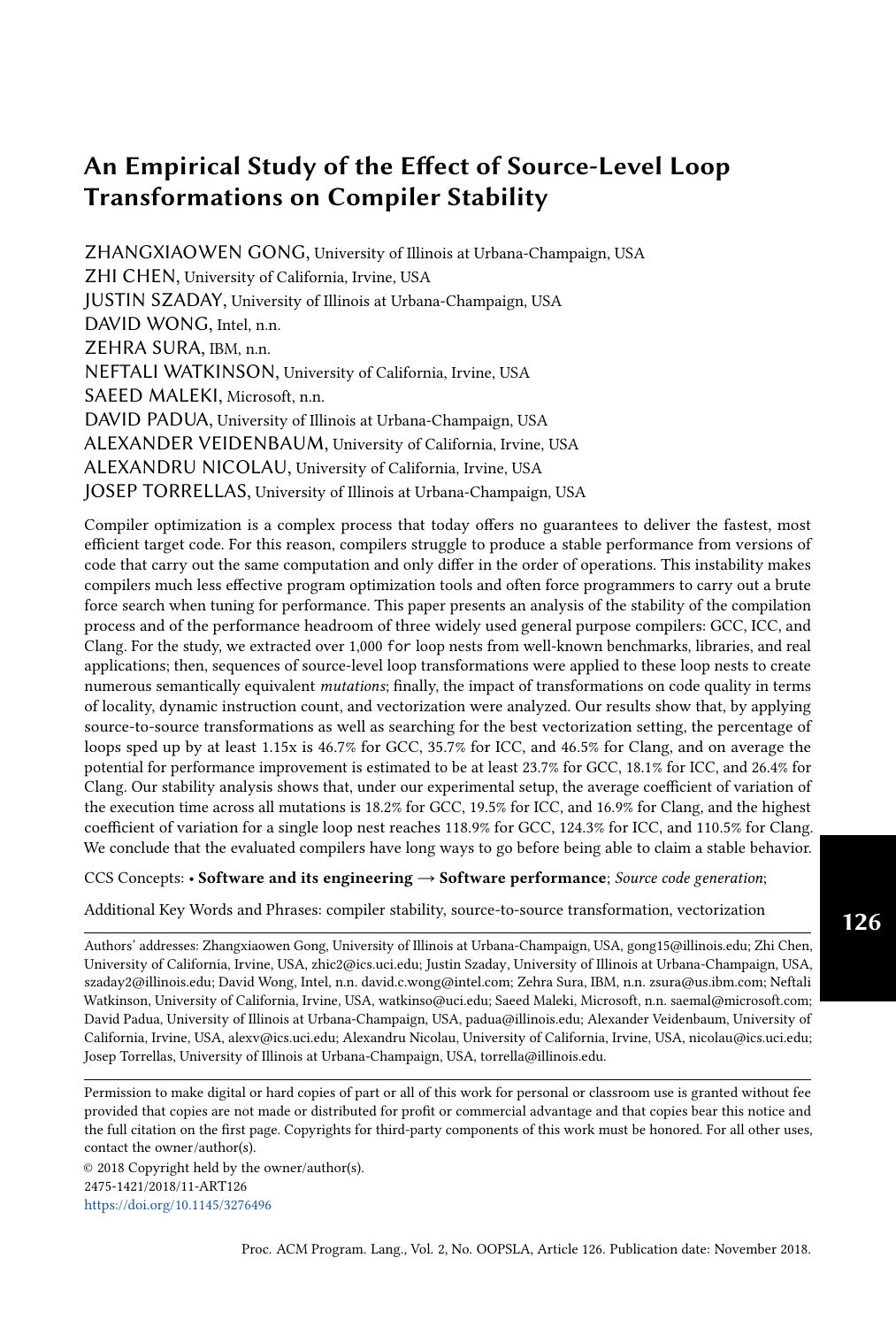# An Empirical Study of the Effect of Source-Level Loop Transformations on Compiler Stability

ZHANGXIAOWEN GONG, University of Illinois at Urbana-Champaign, USA
ZHI CHEN, University of California, Irvine, USA
JUSTIN SZADAY, University of Illinois at Urbana-Champaign, USA
DAVID WONG, Intel, n.n.
ZEHRA SURA, IBM, n.n.
NEFTALI WATKINSON, University of California, Irvine, USA
SAEED MALEKI, Microsoft, n.n.
DAVID PADUA, University of Illinois at Urbana-Champaign, USA
ALEXANDER VEIDENBAUM, University of California, Irvine, USA
ALEXANDRU NICOLAU, University of California, Irvine, USA
JOSEP TORRELLAS, University of Illinois at Urbana-Champaign, USA

Compiler optimization is a complex process that today offers no guarantees to deliver the fastest, most efficient target code. For this reason, compilers struggle to produce a stable performance from versions of code that carry out the same computation and only differ in the order of operations. This instability makes compilers much less effective program optimization tools and often force programmers to carry out a brute force search when tuning for performance. This paper presents an analysis of the stability of the compilation process and of the performance headroom of three widely used general purpose compilers: GCC, ICC, and Clang. For the study, we extracted over 1,000 `for` loop nests from well-known benchmarks, libraries, and real applications; then, sequences of source-level loop transformations were applied to these loop nests to create numerous semantically equivalent *mutations*; finally, the impact of transformations on code quality in terms of locality, dynamic instruction count, and vectorization were analyzed. Our results show that, by applying source-to-source transformations as well as searching for the best vectorization setting, the percentage of loops sped up by at least 1.15x is 46.7% for GCC, 35.7% for ICC, and 46.5% for Clang, and on average the potential for performance improvement is estimated to be at least 23.7% for GCC, 18.1% for ICC, and 26.4% for Clang. Our stability analysis shows that, under our experimental setup, the average coefficient of variation of the execution time across all mutations is 18.2% for GCC, 19.5% for ICC, and 16.9% for Clang, and the highest coefficient of variation for a single loop nest reaches 118.9% for GCC, 124.3% for ICC, and 110.5% for Clang. We conclude that the evaluated compilers have long ways to go before being able to claim a stable behavior.

CCS Concepts: • **Software and its engineering → Software performance**; *Source code generation*;

Additional Key Words and Phrases: compiler stability, source-to-source transformation, vectorization

Authors' addresses: Zhangxiaowen Gong, University of Illinois at Urbana-Champaign, USA, gong15@illinois.edu; Zhi Chen, University of California, Irvine, USA, zhic2@ics.uci.edu; Justin Szaday, University of Illinois at Urbana-Champaign, USA, szaday2@illinois.edu; David Wong, Intel, n.n. david.c.wong@intel.com; Zehra Sura, IBM, n.n. zsura@us.ibm.com; Neftali Watkinson, University of California, Irvine, USA, watkinso@uci.edu; Saeed Maleki, Microsoft, n.n. saemal@microsoft.com; David Padua, University of Illinois at Urbana-Champaign, USA, padua@illinois.edu; Alexander Veidenbaum, University of California, Irvine, USA, alexv@ics.uci.edu; Alexandru Nicolau, University of California, Irvine, USA, nicolau@ics.uci.edu; Josep Torrellas, University of Illinois at Urbana-Champaign, USA, torrella@illinois.edu.

Permission to make digital or hard copies of part or all of this work for personal or classroom use is granted without fee provided that copies are not made or distributed for profit or commercial advantage and that copies bear this notice and the full citation on the first page. Copyrights for third-party components of this work must be honored. For all other uses, contact the owner/author(s).

© 2018 Copyright held by the owner/author(s).
2475-1421/2018/11-ART126
https://doi.org/10.1145/3276496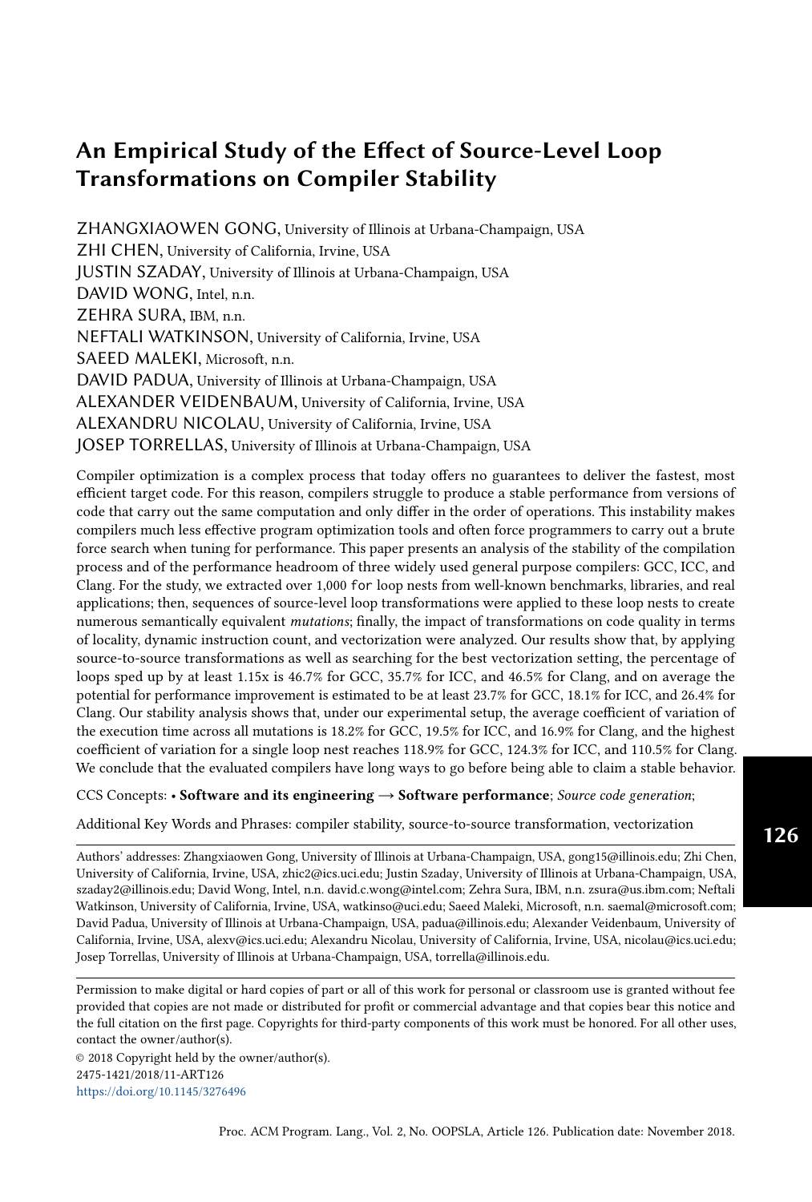# An Empirical Study of the Effect of Source-Level Loop Transformations on Compiler Stability

ZHANGXIAOWEN GONG, University of Illinois at Urbana-Champaign, USA
ZHI CHEN, University of California, Irvine, USA
JUSTIN SZADAY, University of Illinois at Urbana-Champaign, USA
DAVID WONG, Intel, n.n.
ZEHRA SURA, IBM, n.n.
NEFTALI WATKINSON, University of California, Irvine, USA
SAEED MALEKI, Microsoft, n.n.
DAVID PADUA, University of Illinois at Urbana-Champaign, USA
ALEXANDER VEIDENBAUM, University of California, Irvine, USA
ALEXANDRU NICOLAU, University of California, Irvine, USA
JOSEP TORRELLAS, University of Illinois at Urbana-Champaign, USA

Compiler optimization is a complex process that today offers no guarantees to deliver the fastest, most efficient target code. For this reason, compilers struggle to produce a stable performance from versions of code that carry out the same computation and only differ in the order of operations. This instability makes compilers much less effective program optimization tools and often force programmers to carry out a brute force search when tuning for performance. This paper presents an analysis of the stability of the compilation process and of the performance headroom of three widely used general purpose compilers: GCC, ICC, and Clang. For the study, we extracted over 1,000 `for` loop nests from well-known benchmarks, libraries, and real applications; then, sequences of source-level loop transformations were applied to these loop nests to create numerous semantically equivalent *mutations*; finally, the impact of transformations on code quality in terms of locality, dynamic instruction count, and vectorization were analyzed. Our results show that, by applying source-to-source transformations as well as searching for the best vectorization setting, the percentage of loops sped up by at least 1.15x is 46.7% for GCC, 35.7% for ICC, and 46.5% for Clang, and on average the potential for performance improvement is estimated to be at least 23.7% for GCC, 18.1% for ICC, and 26.4% for Clang. Our stability analysis shows that, under our experimental setup, the average coefficient of variation of the execution time across all mutations is 18.2% for GCC, 19.5% for ICC, and 16.9% for Clang, and the highest coefficient of variation for a single loop nest reaches 118.9% for GCC, 124.3% for ICC, and 110.5% for Clang. We conclude that the evaluated compilers have long ways to go before being able to claim a stable behavior.

CCS Concepts: • **Software and its engineering → Software performance**; *Source code generation*;

Additional Key Words and Phrases: compiler stability, source-to-source transformation, vectorization

Authors' addresses: Zhangxiaowen Gong, University of Illinois at Urbana-Champaign, USA, gong15@illinois.edu; Zhi Chen, University of California, Irvine, USA, zhic2@ics.uci.edu; Justin Szaday, University of Illinois at Urbana-Champaign, USA, szaday2@illinois.edu; David Wong, Intel, n.n. david.c.wong@intel.com; Zehra Sura, IBM, n.n. zsura@us.ibm.com; Neftali Watkinson, University of California, Irvine, USA, watkinso@uci.edu; Saeed Maleki, Microsoft, n.n. saemal@microsoft.com; David Padua, University of Illinois at Urbana-Champaign, USA, padua@illinois.edu; Alexander Veidenbaum, University of California, Irvine, USA, alexv@ics.uci.edu; Alexandru Nicolau, University of California, Irvine, USA, nicolau@ics.uci.edu; Josep Torrellas, University of Illinois at Urbana-Champaign, USA, torrella@illinois.edu.

Permission to make digital or hard copies of part or all of this work for personal or classroom use is granted without fee provided that copies are not made or distributed for profit or commercial advantage and that copies bear this notice and the full citation on the first page. Copyrights for third-party components of this work must be honored. For all other uses, contact the owner/author(s).

© 2018 Copyright held by the owner/author(s).
2475-1421/2018/11-ART126
https://doi.org/10.1145/3276496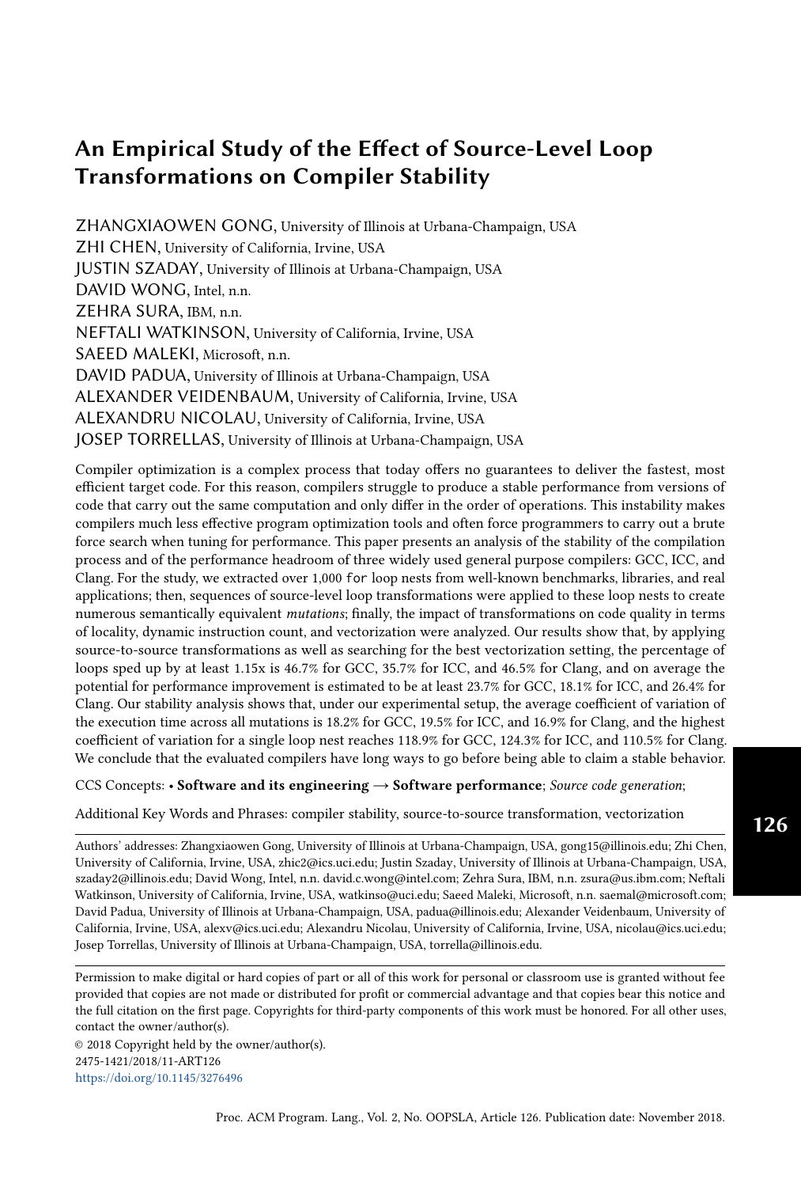# An Empirical Study of the Effect of Source-Level Loop Transformations on Compiler Stability

ZHANGXIAOWEN GONG, University of Illinois at Urbana-Champaign, USA
ZHI CHEN, University of California, Irvine, USA
JUSTIN SZADAY, University of Illinois at Urbana-Champaign, USA
DAVID WONG, Intel, n.n.
ZEHRA SURA, IBM, n.n.
NEFTALI WATKINSON, University of California, Irvine, USA
SAEED MALEKI, Microsoft, n.n.
DAVID PADUA, University of Illinois at Urbana-Champaign, USA
ALEXANDER VEIDENBAUM, University of California, Irvine, USA
ALEXANDRU NICOLAU, University of California, Irvine, USA
JOSEP TORRELLAS, University of Illinois at Urbana-Champaign, USA

Compiler optimization is a complex process that today offers no guarantees to deliver the fastest, most efficient target code. For this reason, compilers struggle to produce a stable performance from versions of code that carry out the same computation and only differ in the order of operations. This instability makes compilers much less effective program optimization tools and often force programmers to carry out a brute force search when tuning for performance. This paper presents an analysis of the stability of the compilation process and of the performance headroom of three widely used general purpose compilers: GCC, ICC, and Clang. For the study, we extracted over 1,000 `for` loop nests from well-known benchmarks, libraries, and real applications; then, sequences of source-level loop transformations were applied to these loop nests to create numerous semantically equivalent *mutations*; finally, the impact of transformations on code quality in terms of locality, dynamic instruction count, and vectorization were analyzed. Our results show that, by applying source-to-source transformations as well as searching for the best vectorization setting, the percentage of loops sped up by at least 1.15x is 46.7% for GCC, 35.7% for ICC, and 46.5% for Clang, and on average the potential for performance improvement is estimated to be at least 23.7% for GCC, 18.1% for ICC, and 26.4% for Clang. Our stability analysis shows that, under our experimental setup, the average coefficient of variation of the execution time across all mutations is 18.2% for GCC, 19.5% for ICC, and 16.9% for Clang, and the highest coefficient of variation for a single loop nest reaches 118.9% for GCC, 124.3% for ICC, and 110.5% for Clang. We conclude that the evaluated compilers have long ways to go before being able to claim a stable behavior.

CCS Concepts: • **Software and its engineering → Software performance**; *Source code generation*;

Additional Key Words and Phrases: compiler stability, source-to-source transformation, vectorization

Authors' addresses: Zhangxiaowen Gong, University of Illinois at Urbana-Champaign, USA, gong15@illinois.edu; Zhi Chen, University of California, Irvine, USA, zhic2@ics.uci.edu; Justin Szaday, University of Illinois at Urbana-Champaign, USA, szaday2@illinois.edu; David Wong, Intel, n.n. david.c.wong@intel.com; Zehra Sura, IBM, n.n. zsura@us.ibm.com; Neftali Watkinson, University of California, Irvine, USA, watkinso@uci.edu; Saeed Maleki, Microsoft, n.n. saemal@microsoft.com; David Padua, University of Illinois at Urbana-Champaign, USA, padua@illinois.edu; Alexander Veidenbaum, University of California, Irvine, USA, alexv@ics.uci.edu; Alexandru Nicolau, University of California, Irvine, USA, nicolau@ics.uci.edu; Josep Torrellas, University of Illinois at Urbana-Champaign, USA, torrella@illinois.edu.

Permission to make digital or hard copies of part or all of this work for personal or classroom use is granted without fee provided that copies are not made or distributed for profit or commercial advantage and that copies bear this notice and the full citation on the first page. Copyrights for third-party components of this work must be honored. For all other uses, contact the owner/author(s).

© 2018 Copyright held by the owner/author(s).
2475-1421/2018/11-ART126
https://doi.org/10.1145/3276496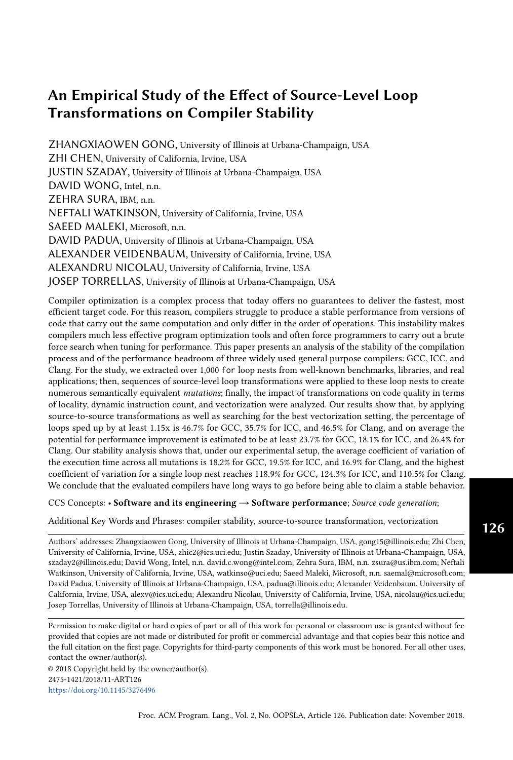# An Empirical Study of the Effect of Source-Level Loop Transformations on Compiler Stability

ZHANGXIAOWEN GONG, University of Illinois at Urbana-Champaign, USA
ZHI CHEN, University of California, Irvine, USA
JUSTIN SZADAY, University of Illinois at Urbana-Champaign, USA
DAVID WONG, Intel, n.n.
ZEHRA SURA, IBM, n.n.
NEFTALI WATKINSON, University of California, Irvine, USA
SAEED MALEKI, Microsoft, n.n.
DAVID PADUA, University of Illinois at Urbana-Champaign, USA
ALEXANDER VEIDENBAUM, University of California, Irvine, USA
ALEXANDRU NICOLAU, University of California, Irvine, USA
JOSEP TORRELLAS, University of Illinois at Urbana-Champaign, USA

Compiler optimization is a complex process that today offers no guarantees to deliver the fastest, most efficient target code. For this reason, compilers struggle to produce a stable performance from versions of code that carry out the same computation and only differ in the order of operations. This instability makes compilers much less effective program optimization tools and often force programmers to carry out a brute force search when tuning for performance. This paper presents an analysis of the stability of the compilation process and of the performance headroom of three widely used general purpose compilers: GCC, ICC, and Clang. For the study, we extracted over 1,000 `for` loop nests from well-known benchmarks, libraries, and real applications; then, sequences of source-level loop transformations were applied to these loop nests to create numerous semantically equivalent *mutations*; finally, the impact of transformations on code quality in terms of locality, dynamic instruction count, and vectorization were analyzed. Our results show that, by applying source-to-source transformations as well as searching for the best vectorization setting, the percentage of loops sped up by at least 1.15x is 46.7% for GCC, 35.7% for ICC, and 46.5% for Clang, and on average the potential for performance improvement is estimated to be at least 23.7% for GCC, 18.1% for ICC, and 26.4% for Clang. Our stability analysis shows that, under our experimental setup, the average coefficient of variation of the execution time across all mutations is 18.2% for GCC, 19.5% for ICC, and 16.9% for Clang, and the highest coefficient of variation for a single loop nest reaches 118.9% for GCC, 124.3% for ICC, and 110.5% for Clang. We conclude that the evaluated compilers have long ways to go before being able to claim a stable behavior.

CCS Concepts: • **Software and its engineering → Software performance**; *Source code generation*;

Additional Key Words and Phrases: compiler stability, source-to-source transformation, vectorization

Authors' addresses: Zhangxiaowen Gong, University of Illinois at Urbana-Champaign, USA, gong15@illinois.edu; Zhi Chen, University of California, Irvine, USA, zhic2@ics.uci.edu; Justin Szaday, University of Illinois at Urbana-Champaign, USA, szaday2@illinois.edu; David Wong, Intel, n.n. david.c.wong@intel.com; Zehra Sura, IBM, n.n. zsura@us.ibm.com; Neftali Watkinson, University of California, Irvine, USA, watkinso@uci.edu; Saeed Maleki, Microsoft, n.n. saemal@microsoft.com; David Padua, University of Illinois at Urbana-Champaign, USA, padua@illinois.edu; Alexander Veidenbaum, University of California, Irvine, USA, alexv@ics.uci.edu; Alexandru Nicolau, University of California, Irvine, USA, nicolau@ics.uci.edu; Josep Torrellas, University of Illinois at Urbana-Champaign, USA, torrella@illinois.edu.

Permission to make digital or hard copies of part or all of this work for personal or classroom use is granted without fee provided that copies are not made or distributed for profit or commercial advantage and that copies bear this notice and the full citation on the first page. Copyrights for third-party components of this work must be honored. For all other uses, contact the owner/author(s).

© 2018 Copyright held by the owner/author(s).
2475-1421/2018/11-ART126
https://doi.org/10.1145/3276496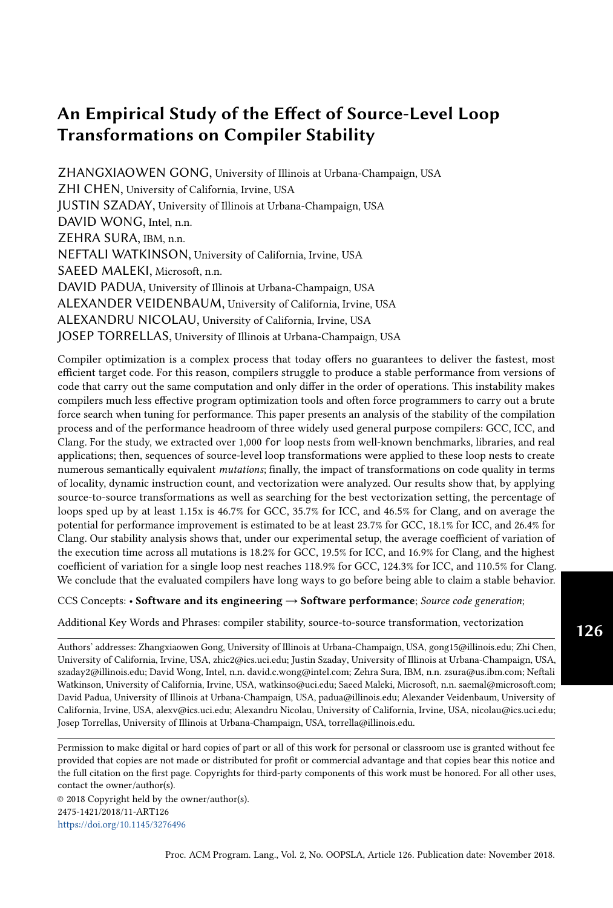# An Empirical Study of the Effect of Source-Level Loop Transformations on Compiler Stability

ZHANGXIAOWEN GONG, University of Illinois at Urbana-Champaign, USA
ZHI CHEN, University of California, Irvine, USA
JUSTIN SZADAY, University of Illinois at Urbana-Champaign, USA
DAVID WONG, Intel, n.n.
ZEHRA SURA, IBM, n.n.
NEFTALI WATKINSON, University of California, Irvine, USA
SAEED MALEKI, Microsoft, n.n.
DAVID PADUA, University of Illinois at Urbana-Champaign, USA
ALEXANDER VEIDENBAUM, University of California, Irvine, USA
ALEXANDRU NICOLAU, University of California, Irvine, USA
JOSEP TORRELLAS, University of Illinois at Urbana-Champaign, USA

Compiler optimization is a complex process that today offers no guarantees to deliver the fastest, most efficient target code. For this reason, compilers struggle to produce a stable performance from versions of code that carry out the same computation and only differ in the order of operations. This instability makes compilers much less effective program optimization tools and often force programmers to carry out a brute force search when tuning for performance. This paper presents an analysis of the stability of the compilation process and of the performance headroom of three widely used general purpose compilers: GCC, ICC, and Clang. For the study, we extracted over 1,000 `for` loop nests from well-known benchmarks, libraries, and real applications; then, sequences of source-level loop transformations were applied to these loop nests to create numerous semantically equivalent *mutations*; finally, the impact of transformations on code quality in terms of locality, dynamic instruction count, and vectorization were analyzed. Our results show that, by applying source-to-source transformations as well as searching for the best vectorization setting, the percentage of loops sped up by at least 1.15x is 46.7% for GCC, 35.7% for ICC, and 46.5% for Clang, and on average the potential for performance improvement is estimated to be at least 23.7% for GCC, 18.1% for ICC, and 26.4% for Clang. Our stability analysis shows that, under our experimental setup, the average coefficient of variation of the execution time across all mutations is 18.2% for GCC, 19.5% for ICC, and 16.9% for Clang, and the highest coefficient of variation for a single loop nest reaches 118.9% for GCC, 124.3% for ICC, and 110.5% for Clang. We conclude that the evaluated compilers have long ways to go before being able to claim a stable behavior.

CCS Concepts: • **Software and its engineering → Software performance**; *Source code generation*;

Additional Key Words and Phrases: compiler stability, source-to-source transformation, vectorization

Authors' addresses: Zhangxiaowen Gong, University of Illinois at Urbana-Champaign, USA, gong15@illinois.edu; Zhi Chen, University of California, Irvine, USA, zhic2@ics.uci.edu; Justin Szaday, University of Illinois at Urbana-Champaign, USA, szaday2@illinois.edu; David Wong, Intel, n.n. david.c.wong@intel.com; Zehra Sura, IBM, n.n. zsura@us.ibm.com; Neftali Watkinson, University of California, Irvine, USA, watkinso@uci.edu; Saeed Maleki, Microsoft, n.n. saemal@microsoft.com; David Padua, University of Illinois at Urbana-Champaign, USA, padua@illinois.edu; Alexander Veidenbaum, University of California, Irvine, USA, alexv@ics.uci.edu; Alexandru Nicolau, University of California, Irvine, USA, nicolau@ics.uci.edu; Josep Torrellas, University of Illinois at Urbana-Champaign, USA, torrella@illinois.edu.

Permission to make digital or hard copies of part or all of this work for personal or classroom use is granted without fee provided that copies are not made or distributed for profit or commercial advantage and that copies bear this notice and the full citation on the first page. Copyrights for third-party components of this work must be honored. For all other uses, contact the owner/author(s).

© 2018 Copyright held by the owner/author(s).
2475-1421/2018/11-ART126
https://doi.org/10.1145/3276496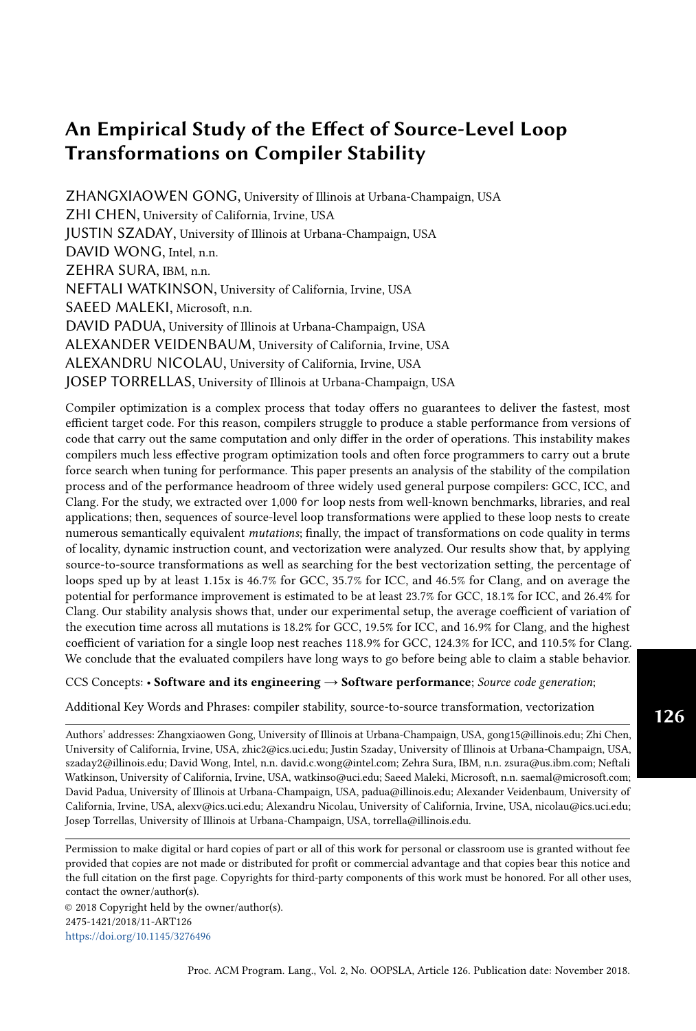# An Empirical Study of the Effect of Source-Level Loop Transformations on Compiler Stability

ZHANGXIAOWEN GONG, University of Illinois at Urbana-Champaign, USA
ZHI CHEN, University of California, Irvine, USA
JUSTIN SZADAY, University of Illinois at Urbana-Champaign, USA
DAVID WONG, Intel, n.n.
ZEHRA SURA, IBM, n.n.
NEFTALI WATKINSON, University of California, Irvine, USA
SAEED MALEKI, Microsoft, n.n.
DAVID PADUA, University of Illinois at Urbana-Champaign, USA
ALEXANDER VEIDENBAUM, University of California, Irvine, USA
ALEXANDRU NICOLAU, University of California, Irvine, USA
JOSEP TORRELLAS, University of Illinois at Urbana-Champaign, USA

Compiler optimization is a complex process that today offers no guarantees to deliver the fastest, most efficient target code. For this reason, compilers struggle to produce a stable performance from versions of code that carry out the same computation and only differ in the order of operations. This instability makes compilers much less effective program optimization tools and often force programmers to carry out a brute force search when tuning for performance. This paper presents an analysis of the stability of the compilation process and of the performance headroom of three widely used general purpose compilers: GCC, ICC, and Clang. For the study, we extracted over 1,000 `for` loop nests from well-known benchmarks, libraries, and real applications; then, sequences of source-level loop transformations were applied to these loop nests to create numerous semantically equivalent *mutations*; finally, the impact of transformations on code quality in terms of locality, dynamic instruction count, and vectorization were analyzed. Our results show that, by applying source-to-source transformations as well as searching for the best vectorization setting, the percentage of loops sped up by at least 1.15x is 46.7% for GCC, 35.7% for ICC, and 46.5% for Clang, and on average the potential for performance improvement is estimated to be at least 23.7% for GCC, 18.1% for ICC, and 26.4% for Clang. Our stability analysis shows that, under our experimental setup, the average coefficient of variation of the execution time across all mutations is 18.2% for GCC, 19.5% for ICC, and 16.9% for Clang, and the highest coefficient of variation for a single loop nest reaches 118.9% for GCC, 124.3% for ICC, and 110.5% for Clang. We conclude that the evaluated compilers have long ways to go before being able to claim a stable behavior.

CCS Concepts: • **Software and its engineering → Software performance**; *Source code generation*;

Additional Key Words and Phrases: compiler stability, source-to-source transformation, vectorization

Authors' addresses: Zhangxiaowen Gong, University of Illinois at Urbana-Champaign, USA, gong15@illinois.edu; Zhi Chen, University of California, Irvine, USA, zhic2@ics.uci.edu; Justin Szaday, University of Illinois at Urbana-Champaign, USA, szaday2@illinois.edu; David Wong, Intel, n.n. david.c.wong@intel.com; Zehra Sura, IBM, n.n. zsura@us.ibm.com; Neftali Watkinson, University of California, Irvine, USA, watkinso@uci.edu; Saeed Maleki, Microsoft, n.n. saemal@microsoft.com; David Padua, University of Illinois at Urbana-Champaign, USA, padua@illinois.edu; Alexander Veidenbaum, University of California, Irvine, USA, alexv@ics.uci.edu; Alexandru Nicolau, University of California, Irvine, USA, nicolau@ics.uci.edu; Josep Torrellas, University of Illinois at Urbana-Champaign, USA, torrella@illinois.edu.

Permission to make digital or hard copies of part or all of this work for personal or classroom use is granted without fee provided that copies are not made or distributed for profit or commercial advantage and that copies bear this notice and the full citation on the first page. Copyrights for third-party components of this work must be honored. For all other uses, contact the owner/author(s).

© 2018 Copyright held by the owner/author(s).
2475-1421/2018/11-ART126
https://doi.org/10.1145/3276496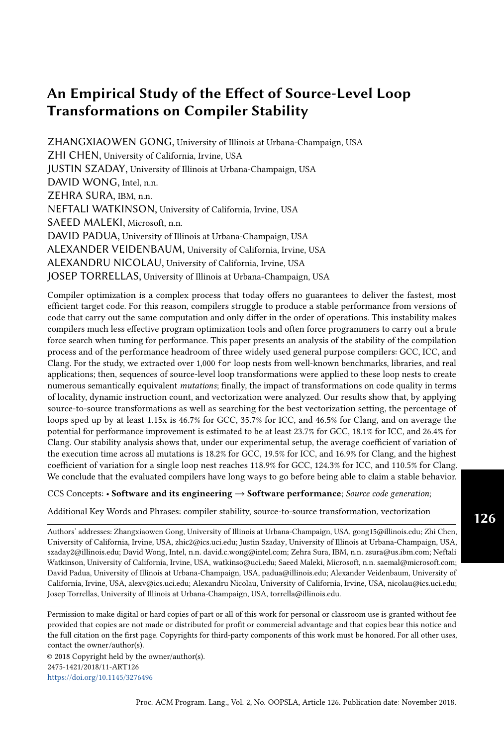# An Empirical Study of the Effect of Source-Level Loop Transformations on Compiler Stability

ZHANGXIAOWEN GONG, University of Illinois at Urbana-Champaign, USA
ZHI CHEN, University of California, Irvine, USA
JUSTIN SZADAY, University of Illinois at Urbana-Champaign, USA
DAVID WONG, Intel, n.n.
ZEHRA SURA, IBM, n.n.
NEFTALI WATKINSON, University of California, Irvine, USA
SAEED MALEKI, Microsoft, n.n.
DAVID PADUA, University of Illinois at Urbana-Champaign, USA
ALEXANDER VEIDENBAUM, University of California, Irvine, USA
ALEXANDRU NICOLAU, University of California, Irvine, USA
JOSEP TORRELLAS, University of Illinois at Urbana-Champaign, USA

Compiler optimization is a complex process that today offers no guarantees to deliver the fastest, most efficient target code. For this reason, compilers struggle to produce a stable performance from versions of code that carry out the same computation and only differ in the order of operations. This instability makes compilers much less effective program optimization tools and often force programmers to carry out a brute force search when tuning for performance. This paper presents an analysis of the stability of the compilation process and of the performance headroom of three widely used general purpose compilers: GCC, ICC, and Clang. For the study, we extracted over 1,000 `for` loop nests from well-known benchmarks, libraries, and real applications; then, sequences of source-level loop transformations were applied to these loop nests to create numerous semantically equivalent *mutations*; finally, the impact of transformations on code quality in terms of locality, dynamic instruction count, and vectorization were analyzed. Our results show that, by applying source-to-source transformations as well as searching for the best vectorization setting, the percentage of loops sped up by at least 1.15x is 46.7% for GCC, 35.7% for ICC, and 46.5% for Clang, and on average the potential for performance improvement is estimated to be at least 23.7% for GCC, 18.1% for ICC, and 26.4% for Clang. Our stability analysis shows that, under our experimental setup, the average coefficient of variation of the execution time across all mutations is 18.2% for GCC, 19.5% for ICC, and 16.9% for Clang, and the highest coefficient of variation for a single loop nest reaches 118.9% for GCC, 124.3% for ICC, and 110.5% for Clang. We conclude that the evaluated compilers have long ways to go before being able to claim a stable behavior.

CCS Concepts: • **Software and its engineering → Software performance**; *Source code generation*;

Additional Key Words and Phrases: compiler stability, source-to-source transformation, vectorization

Authors' addresses: Zhangxiaowen Gong, University of Illinois at Urbana-Champaign, USA, gong15@illinois.edu; Zhi Chen, University of California, Irvine, USA, zhic2@ics.uci.edu; Justin Szaday, University of Illinois at Urbana-Champaign, USA, szaday2@illinois.edu; David Wong, Intel, n.n. david.c.wong@intel.com; Zehra Sura, IBM, n.n. zsura@us.ibm.com; Neftali Watkinson, University of California, Irvine, USA, watkinso@uci.edu; Saeed Maleki, Microsoft, n.n. saemal@microsoft.com; David Padua, University of Illinois at Urbana-Champaign, USA, padua@illinois.edu; Alexander Veidenbaum, University of California, Irvine, USA, alexv@ics.uci.edu; Alexandru Nicolau, University of California, Irvine, USA, nicolau@ics.uci.edu; Josep Torrellas, University of Illinois at Urbana-Champaign, USA, torrella@illinois.edu.

Permission to make digital or hard copies of part or all of this work for personal or classroom use is granted without fee provided that copies are not made or distributed for profit or commercial advantage and that copies bear this notice and the full citation on the first page. Copyrights for third-party components of this work must be honored. For all other uses, contact the owner/author(s).

© 2018 Copyright held by the owner/author(s).
2475-1421/2018/11-ART126
https://doi.org/10.1145/3276496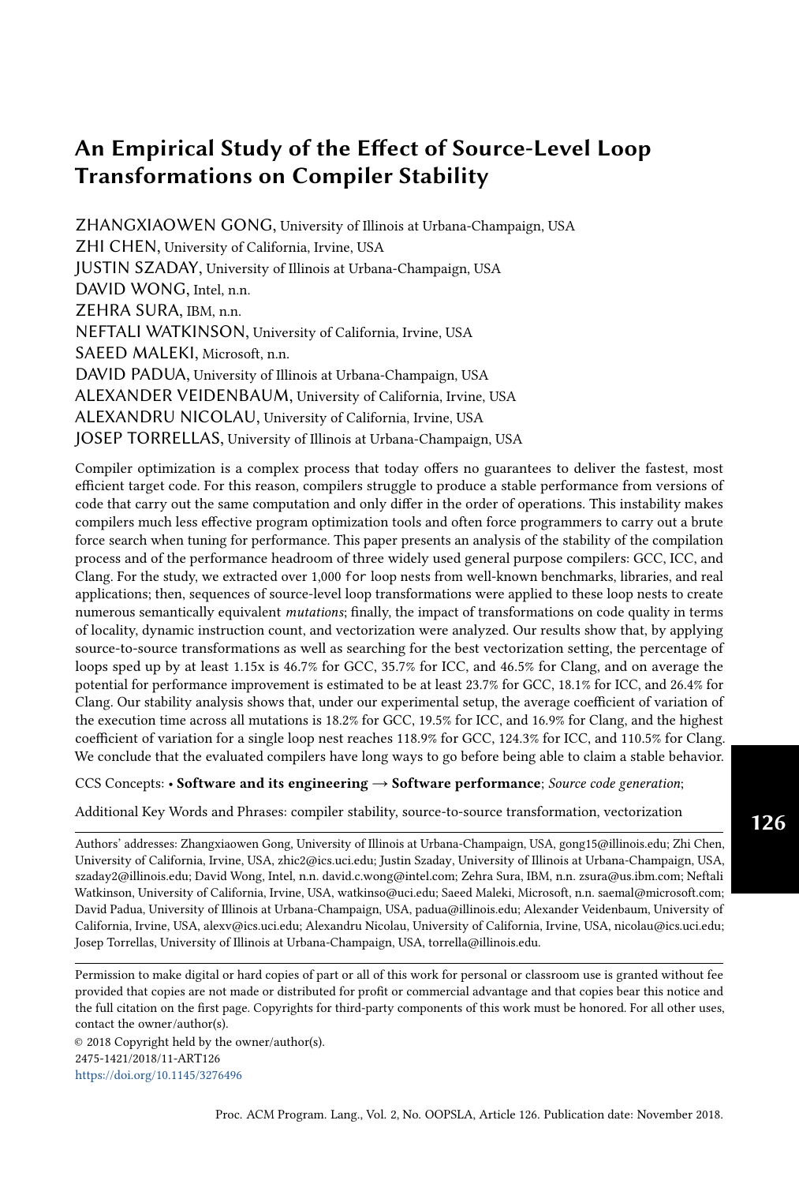# An Empirical Study of the Effect of Source-Level Loop Transformations on Compiler Stability

ZHANGXIAOWEN GONG, University of Illinois at Urbana-Champaign, USA
ZHI CHEN, University of California, Irvine, USA
JUSTIN SZADAY, University of Illinois at Urbana-Champaign, USA
DAVID WONG, Intel, n.n.
ZEHRA SURA, IBM, n.n.
NEFTALI WATKINSON, University of California, Irvine, USA
SAEED MALEKI, Microsoft, n.n.
DAVID PADUA, University of Illinois at Urbana-Champaign, USA
ALEXANDER VEIDENBAUM, University of California, Irvine, USA
ALEXANDRU NICOLAU, University of California, Irvine, USA
JOSEP TORRELLAS, University of Illinois at Urbana-Champaign, USA

Compiler optimization is a complex process that today offers no guarantees to deliver the fastest, most efficient target code. For this reason, compilers struggle to produce a stable performance from versions of code that carry out the same computation and only differ in the order of operations. This instability makes compilers much less effective program optimization tools and often force programmers to carry out a brute force search when tuning for performance. This paper presents an analysis of the stability of the compilation process and of the performance headroom of three widely used general purpose compilers: GCC, ICC, and Clang. For the study, we extracted over 1,000 `for` loop nests from well-known benchmarks, libraries, and real applications; then, sequences of source-level loop transformations were applied to these loop nests to create numerous semantically equivalent *mutations*; finally, the impact of transformations on code quality in terms of locality, dynamic instruction count, and vectorization were analyzed. Our results show that, by applying source-to-source transformations as well as searching for the best vectorization setting, the percentage of loops sped up by at least 1.15x is 46.7% for GCC, 35.7% for ICC, and 46.5% for Clang, and on average the potential for performance improvement is estimated to be at least 23.7% for GCC, 18.1% for ICC, and 26.4% for Clang. Our stability analysis shows that, under our experimental setup, the average coefficient of variation of the execution time across all mutations is 18.2% for GCC, 19.5% for ICC, and 16.9% for Clang, and the highest coefficient of variation for a single loop nest reaches 118.9% for GCC, 124.3% for ICC, and 110.5% for Clang. We conclude that the evaluated compilers have long ways to go before being able to claim a stable behavior.

CCS Concepts: • **Software and its engineering → Software performance**; *Source code generation*;

Additional Key Words and Phrases: compiler stability, source-to-source transformation, vectorization

**126**

Authors' addresses: Zhangxiaowen Gong, University of Illinois at Urbana-Champaign, USA, gong15@illinois.edu; Zhi Chen, University of California, Irvine, USA, zhic2@ics.uci.edu; Justin Szaday, University of Illinois at Urbana-Champaign, USA, szaday2@illinois.edu; David Wong, Intel, n.n. david.c.wong@intel.com; Zehra Sura, IBM, n.n. zsura@us.ibm.com; Neftali Watkinson, University of California, Irvine, USA, watkinso@uci.edu; Saeed Maleki, Microsoft, n.n. saemal@microsoft.com; David Padua, University of Illinois at Urbana-Champaign, USA, padua@illinois.edu; Alexander Veidenbaum, University of California, Irvine, USA, alexv@ics.uci.edu; Alexandru Nicolau, University of California, Irvine, USA, nicolau@ics.uci.edu; Josep Torrellas, University of Illinois at Urbana-Champaign, USA, torrella@illinois.edu.

Permission to make digital or hard copies of part or all of this work for personal or classroom use is granted without fee provided that copies are not made or distributed for profit or commercial advantage and that copies bear this notice and the full citation on the first page. Copyrights for third-party components of this work must be honored. For all other uses, contact the owner/author(s).

© 2018 Copyright held by the owner/author(s).
2475-1421/2018/11-ART126
https://doi.org/10.1145/3276496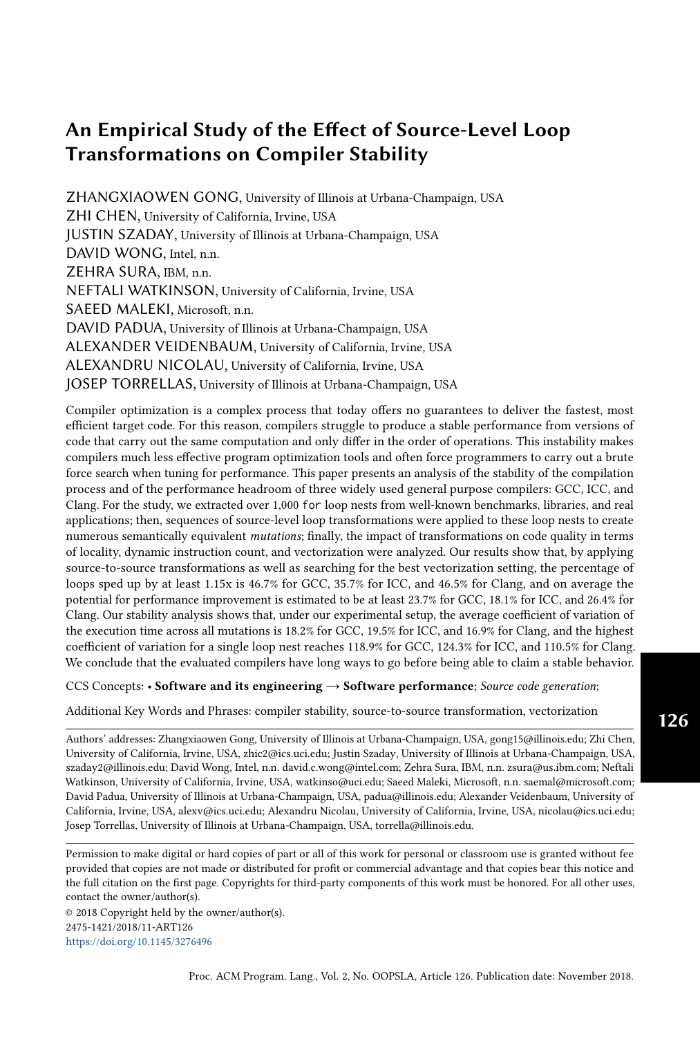# An Empirical Study of the Effect of Source-Level Loop Transformations on Compiler Stability

ZHANGXIAOWEN GONG, University of Illinois at Urbana-Champaign, USA
ZHI CHEN, University of California, Irvine, USA
JUSTIN SZADAY, University of Illinois at Urbana-Champaign, USA
DAVID WONG, Intel, n.n.
ZEHRA SURA, IBM, n.n.
NEFTALI WATKINSON, University of California, Irvine, USA
SAEED MALEKI, Microsoft, n.n.
DAVID PADUA, University of Illinois at Urbana-Champaign, USA
ALEXANDER VEIDENBAUM, University of California, Irvine, USA
ALEXANDRU NICOLAU, University of California, Irvine, USA
JOSEP TORRELLAS, University of Illinois at Urbana-Champaign, USA

Compiler optimization is a complex process that today offers no guarantees to deliver the fastest, most efficient target code. For this reason, compilers struggle to produce a stable performance from versions of code that carry out the same computation and only differ in the order of operations. This instability makes compilers much less effective program optimization tools and often force programmers to carry out a brute force search when tuning for performance. This paper presents an analysis of the stability of the compilation process and of the performance headroom of three widely used general purpose compilers: GCC, ICC, and Clang. For the study, we extracted over 1,000 `for` loop nests from well-known benchmarks, libraries, and real applications; then, sequences of source-level loop transformations were applied to these loop nests to create numerous semantically equivalent *mutations*; finally, the impact of transformations on code quality in terms of locality, dynamic instruction count, and vectorization were analyzed. Our results show that, by applying source-to-source transformations as well as searching for the best vectorization setting, the percentage of loops sped up by at least 1.15x is 46.7% for GCC, 35.7% for ICC, and 46.5% for Clang, and on average the potential for performance improvement is estimated to be at least 23.7% for GCC, 18.1% for ICC, and 26.4% for Clang. Our stability analysis shows that, under our experimental setup, the average coefficient of variation of the execution time across all mutations is 18.2% for GCC, 19.5% for ICC, and 16.9% for Clang, and the highest coefficient of variation for a single loop nest reaches 118.9% for GCC, 124.3% for ICC, and 110.5% for Clang. We conclude that the evaluated compilers have long ways to go before being able to claim a stable behavior.

CCS Concepts: • **Software and its engineering → Software performance**; *Source code generation*;

Additional Key Words and Phrases: compiler stability, source-to-source transformation, vectorization

Authors' addresses: Zhangxiaowen Gong, University of Illinois at Urbana-Champaign, USA, gong15@illinois.edu; Zhi Chen, University of California, Irvine, USA, zhic2@ics.uci.edu; Justin Szaday, University of Illinois at Urbana-Champaign, USA, szaday2@illinois.edu; David Wong, Intel, n.n. david.c.wong@intel.com; Zehra Sura, IBM, n.n. zsura@us.ibm.com; Neftali Watkinson, University of California, Irvine, USA, watkinso@uci.edu; Saeed Maleki, Microsoft, n.n. saemal@microsoft.com; David Padua, University of Illinois at Urbana-Champaign, USA, padua@illinois.edu; Alexander Veidenbaum, University of California, Irvine, USA, alexv@ics.uci.edu; Alexandru Nicolau, University of California, Irvine, USA, nicolau@ics.uci.edu; Josep Torrellas, University of Illinois at Urbana-Champaign, USA, torrella@illinois.edu.

Permission to make digital or hard copies of part or all of this work for personal or classroom use is granted without fee provided that copies are not made or distributed for profit or commercial advantage and that copies bear this notice and the full citation on the first page. Copyrights for third-party components of this work must be honored. For all other uses, contact the owner/author(s).

© 2018 Copyright held by the owner/author(s).
2475-1421/2018/11-ART126
https://doi.org/10.1145/3276496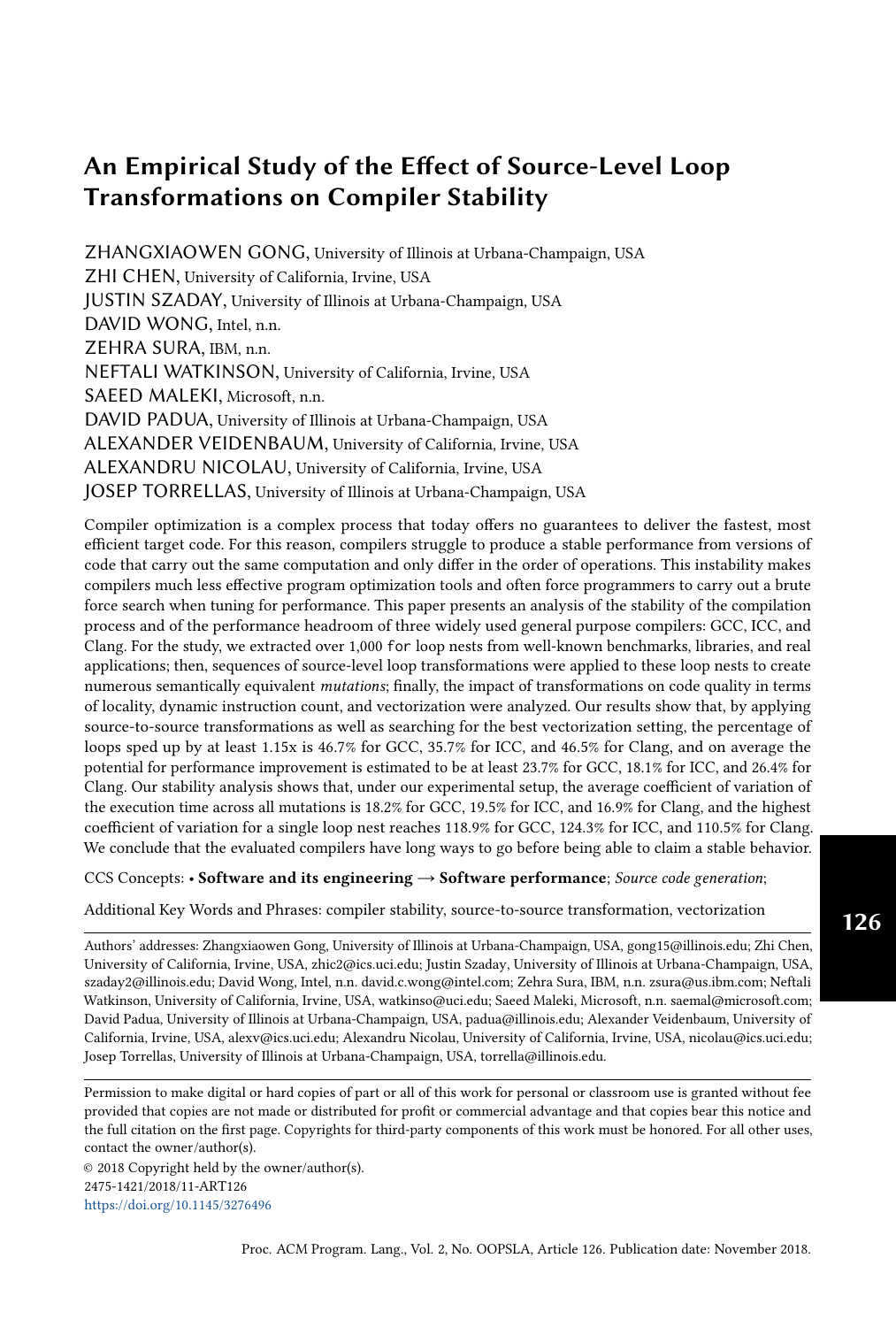# An Empirical Study of the Effect of Source-Level Loop Transformations on Compiler Stability

ZHANGXIAOWEN GONG, University of Illinois at Urbana-Champaign, USA
ZHI CHEN, University of California, Irvine, USA
JUSTIN SZADAY, University of Illinois at Urbana-Champaign, USA
DAVID WONG, Intel, n.n.
ZEHRA SURA, IBM, n.n.
NEFTALI WATKINSON, University of California, Irvine, USA
SAEED MALEKI, Microsoft, n.n.
DAVID PADUA, University of Illinois at Urbana-Champaign, USA
ALEXANDER VEIDENBAUM, University of California, Irvine, USA
ALEXANDRU NICOLAU, University of California, Irvine, USA
JOSEP TORRELLAS, University of Illinois at Urbana-Champaign, USA

Compiler optimization is a complex process that today offers no guarantees to deliver the fastest, most efficient target code. For this reason, compilers struggle to produce a stable performance from versions of code that carry out the same computation and only differ in the order of operations. This instability makes compilers much less effective program optimization tools and often force programmers to carry out a brute force search when tuning for performance. This paper presents an analysis of the stability of the compilation process and of the performance headroom of three widely used general purpose compilers: GCC, ICC, and Clang. For the study, we extracted over 1,000 `for` loop nests from well-known benchmarks, libraries, and real applications; then, sequences of source-level loop transformations were applied to these loop nests to create numerous semantically equivalent *mutations*; finally, the impact of transformations on code quality in terms of locality, dynamic instruction count, and vectorization were analyzed. Our results show that, by applying source-to-source transformations as well as searching for the best vectorization setting, the percentage of loops sped up by at least 1.15x is 46.7% for GCC, 35.7% for ICC, and 46.5% for Clang, and on average the potential for performance improvement is estimated to be at least 23.7% for GCC, 18.1% for ICC, and 26.4% for Clang. Our stability analysis shows that, under our experimental setup, the average coefficient of variation of the execution time across all mutations is 18.2% for GCC, 19.5% for ICC, and 16.9% for Clang, and the highest coefficient of variation for a single loop nest reaches 118.9% for GCC, 124.3% for ICC, and 110.5% for Clang. We conclude that the evaluated compilers have long ways to go before being able to claim a stable behavior.

CCS Concepts: • **Software and its engineering → Software performance**; *Source code generation*;

Additional Key Words and Phrases: compiler stability, source-to-source transformation, vectorization

Authors' addresses: Zhangxiaowen Gong, University of Illinois at Urbana-Champaign, USA, gong15@illinois.edu; Zhi Chen, University of California, Irvine, USA, zhic2@ics.uci.edu; Justin Szaday, University of Illinois at Urbana-Champaign, USA, szaday2@illinois.edu; David Wong, Intel, n.n. david.c.wong@intel.com; Zehra Sura, IBM, n.n. zsura@us.ibm.com; Neftali Watkinson, University of California, Irvine, USA, watkinso@uci.edu; Saeed Maleki, Microsoft, n.n. saemal@microsoft.com; David Padua, University of Illinois at Urbana-Champaign, USA, padua@illinois.edu; Alexander Veidenbaum, University of California, Irvine, USA, alexv@ics.uci.edu; Alexandru Nicolau, University of California, Irvine, USA, nicolau@ics.uci.edu; Josep Torrellas, University of Illinois at Urbana-Champaign, USA, torrella@illinois.edu.

Permission to make digital or hard copies of part or all of this work for personal or classroom use is granted without fee provided that copies are not made or distributed for profit or commercial advantage and that copies bear this notice and the full citation on the first page. Copyrights for third-party components of this work must be honored. For all other uses, contact the owner/author(s).

© 2018 Copyright held by the owner/author(s).
2475-1421/2018/11-ART126
https://doi.org/10.1145/3276496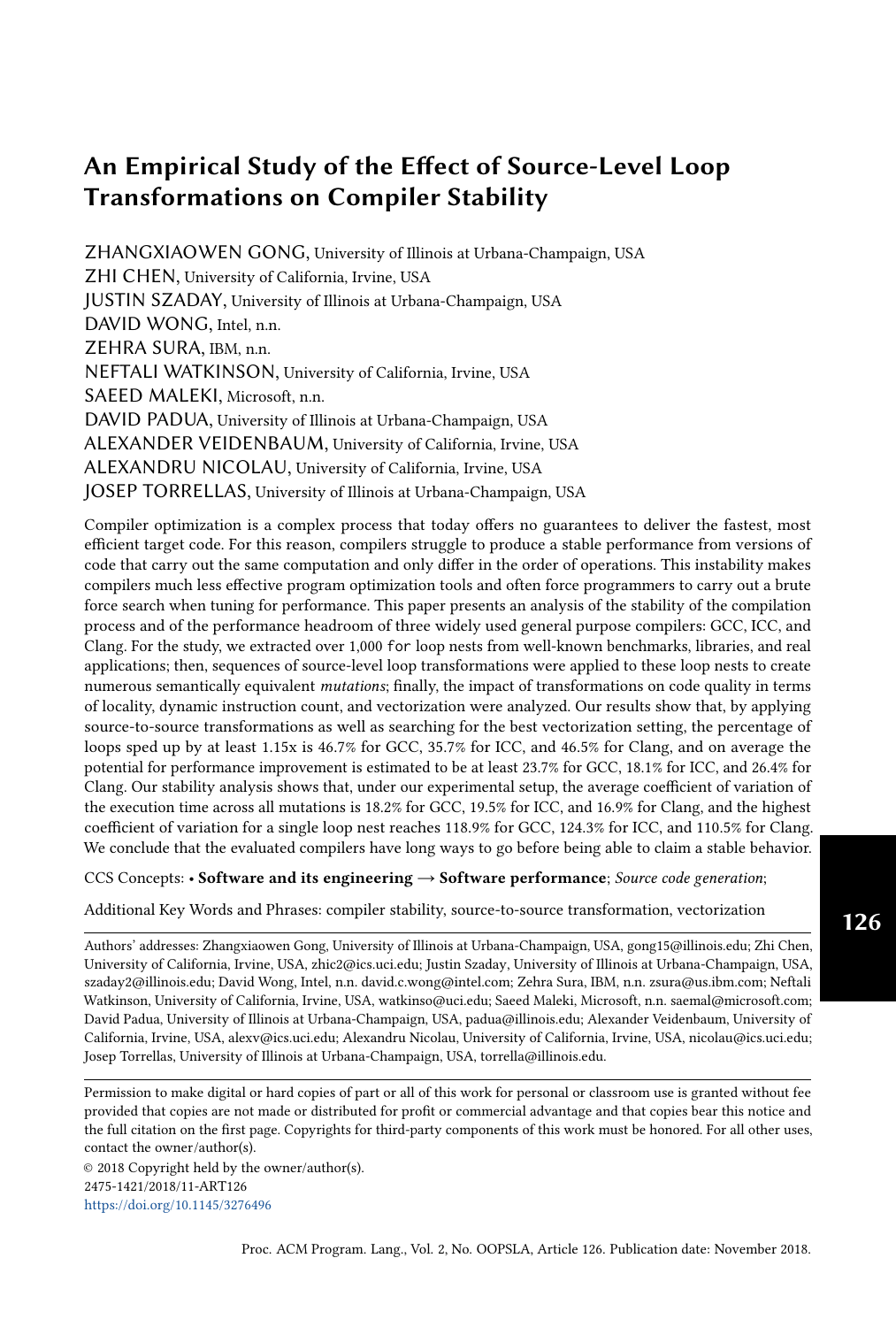# An Empirical Study of the Effect of Source-Level Loop Transformations on Compiler Stability

ZHANGXIAOWEN GONG, University of Illinois at Urbana-Champaign, USA
ZHI CHEN, University of California, Irvine, USA
JUSTIN SZADAY, University of Illinois at Urbana-Champaign, USA
DAVID WONG, Intel, n.n.
ZEHRA SURA, IBM, n.n.
NEFTALI WATKINSON, University of California, Irvine, USA
SAEED MALEKI, Microsoft, n.n.
DAVID PADUA, University of Illinois at Urbana-Champaign, USA
ALEXANDER VEIDENBAUM, University of California, Irvine, USA
ALEXANDRU NICOLAU, University of California, Irvine, USA
JOSEP TORRELLAS, University of Illinois at Urbana-Champaign, USA

Compiler optimization is a complex process that today offers no guarantees to deliver the fastest, most efficient target code. For this reason, compilers struggle to produce a stable performance from versions of code that carry out the same computation and only differ in the order of operations. This instability makes compilers much less effective program optimization tools and often force programmers to carry out a brute force search when tuning for performance. This paper presents an analysis of the stability of the compilation process and of the performance headroom of three widely used general purpose compilers: GCC, ICC, and Clang. For the study, we extracted over 1,000 `for` loop nests from well-known benchmarks, libraries, and real applications; then, sequences of source-level loop transformations were applied to these loop nests to create numerous semantically equivalent *mutations*; finally, the impact of transformations on code quality in terms of locality, dynamic instruction count, and vectorization were analyzed. Our results show that, by applying source-to-source transformations as well as searching for the best vectorization setting, the percentage of loops sped up by at least 1.15x is 46.7% for GCC, 35.7% for ICC, and 46.5% for Clang, and on average the potential for performance improvement is estimated to be at least 23.7% for GCC, 18.1% for ICC, and 26.4% for Clang. Our stability analysis shows that, under our experimental setup, the average coefficient of variation of the execution time across all mutations is 18.2% for GCC, 19.5% for ICC, and 16.9% for Clang, and the highest coefficient of variation for a single loop nest reaches 118.9% for GCC, 124.3% for ICC, and 110.5% for Clang. We conclude that the evaluated compilers have long ways to go before being able to claim a stable behavior.

CCS Concepts: • **Software and its engineering → Software performance**; *Source code generation*;

Additional Key Words and Phrases: compiler stability, source-to-source transformation, vectorization

Authors' addresses: Zhangxiaowen Gong, University of Illinois at Urbana-Champaign, USA, gong15@illinois.edu; Zhi Chen, University of California, Irvine, USA, zhic2@ics.uci.edu; Justin Szaday, University of Illinois at Urbana-Champaign, USA, szaday2@illinois.edu; David Wong, Intel, n.n. david.c.wong@intel.com; Zehra Sura, IBM, n.n. zsura@us.ibm.com; Neftali Watkinson, University of California, Irvine, USA, watkinso@uci.edu; Saeed Maleki, Microsoft, n.n. saemal@microsoft.com; David Padua, University of Illinois at Urbana-Champaign, USA, padua@illinois.edu; Alexander Veidenbaum, University of California, Irvine, USA, alexv@ics.uci.edu; Alexandru Nicolau, University of California, Irvine, USA, nicolau@ics.uci.edu; Josep Torrellas, University of Illinois at Urbana-Champaign, USA, torrella@illinois.edu.

Permission to make digital or hard copies of part or all of this work for personal or classroom use is granted without fee provided that copies are not made or distributed for profit or commercial advantage and that copies bear this notice and the full citation on the first page. Copyrights for third-party components of this work must be honored. For all other uses, contact the owner/author(s).

© 2018 Copyright held by the owner/author(s).
2475-1421/2018/11-ART126
https://doi.org/10.1145/3276496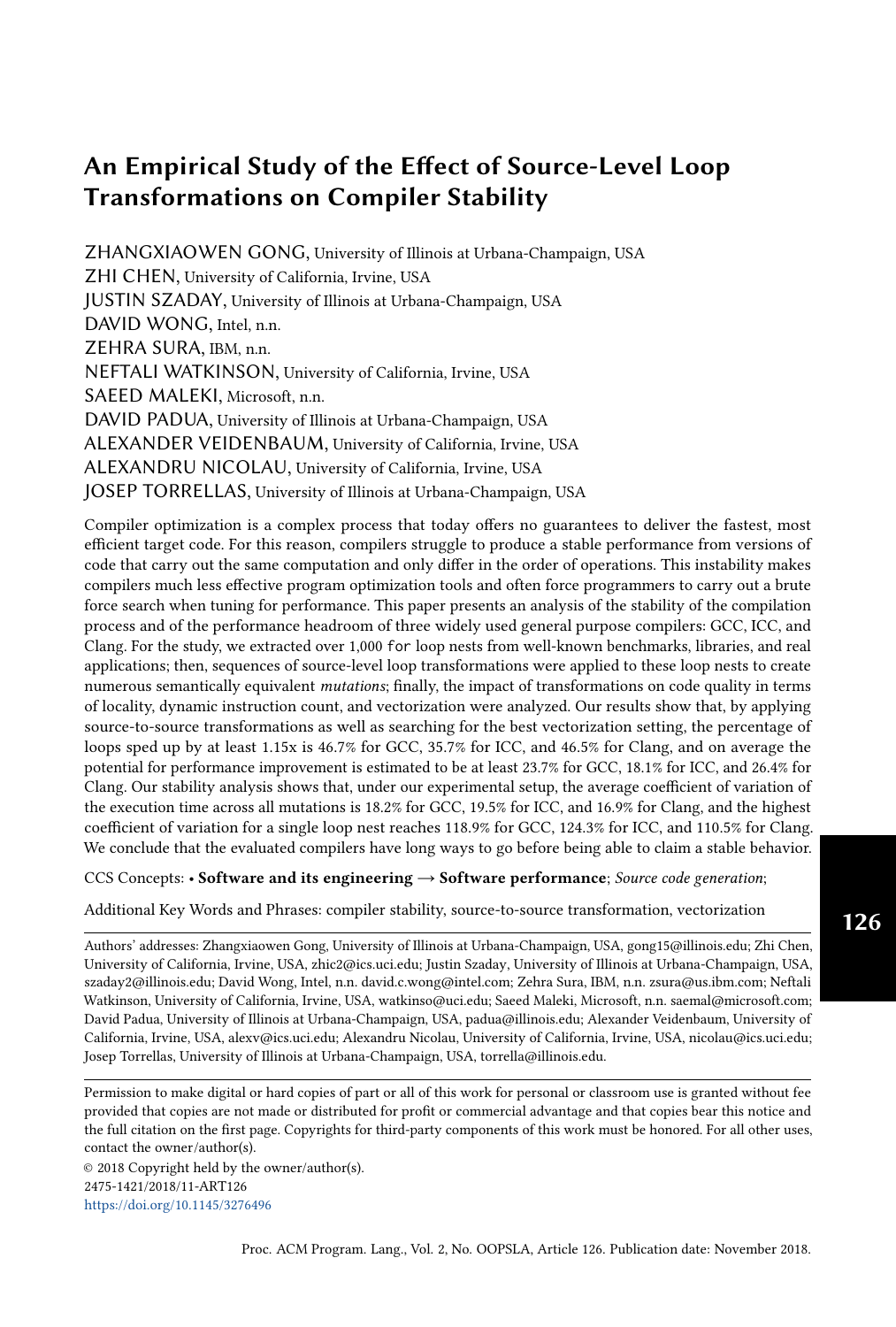# An Empirical Study of the Effect of Source-Level Loop Transformations on Compiler Stability

ZHANGXIAOWEN GONG, University of Illinois at Urbana-Champaign, USA
ZHI CHEN, University of California, Irvine, USA
JUSTIN SZADAY, University of Illinois at Urbana-Champaign, USA
DAVID WONG, Intel, n.n.
ZEHRA SURA, IBM, n.n.
NEFTALI WATKINSON, University of California, Irvine, USA
SAEED MALEKI, Microsoft, n.n.
DAVID PADUA, University of Illinois at Urbana-Champaign, USA
ALEXANDER VEIDENBAUM, University of California, Irvine, USA
ALEXANDRU NICOLAU, University of California, Irvine, USA
JOSEP TORRELLAS, University of Illinois at Urbana-Champaign, USA

Compiler optimization is a complex process that today offers no guarantees to deliver the fastest, most efficient target code. For this reason, compilers struggle to produce a stable performance from versions of code that carry out the same computation and only differ in the order of operations. This instability makes compilers much less effective program optimization tools and often force programmers to carry out a brute force search when tuning for performance. This paper presents an analysis of the stability of the compilation process and of the performance headroom of three widely used general purpose compilers: GCC, ICC, and Clang. For the study, we extracted over 1,000 `for` loop nests from well-known benchmarks, libraries, and real applications; then, sequences of source-level loop transformations were applied to these loop nests to create numerous semantically equivalent *mutations*; finally, the impact of transformations on code quality in terms of locality, dynamic instruction count, and vectorization were analyzed. Our results show that, by applying source-to-source transformations as well as searching for the best vectorization setting, the percentage of loops sped up by at least 1.15x is 46.7% for GCC, 35.7% for ICC, and 46.5% for Clang, and on average the potential for performance improvement is estimated to be at least 23.7% for GCC, 18.1% for ICC, and 26.4% for Clang. Our stability analysis shows that, under our experimental setup, the average coefficient of variation of the execution time across all mutations is 18.2% for GCC, 19.5% for ICC, and 16.9% for Clang, and the highest coefficient of variation for a single loop nest reaches 118.9% for GCC, 124.3% for ICC, and 110.5% for Clang. We conclude that the evaluated compilers have long ways to go before being able to claim a stable behavior.

CCS Concepts: • **Software and its engineering → Software performance**; *Source code generation*;

Additional Key Words and Phrases: compiler stability, source-to-source transformation, vectorization

Authors' addresses: Zhangxiaowen Gong, University of Illinois at Urbana-Champaign, USA, gong15@illinois.edu; Zhi Chen, University of California, Irvine, USA, zhic2@ics.uci.edu; Justin Szaday, University of Illinois at Urbana-Champaign, USA, szaday2@illinois.edu; David Wong, Intel, n.n. david.c.wong@intel.com; Zehra Sura, IBM, n.n. zsura@us.ibm.com; Neftali Watkinson, University of California, Irvine, USA, watkinso@uci.edu; Saeed Maleki, Microsoft, n.n. saemal@microsoft.com; David Padua, University of Illinois at Urbana-Champaign, USA, padua@illinois.edu; Alexander Veidenbaum, University of California, Irvine, USA, alexv@ics.uci.edu; Alexandru Nicolau, University of California, Irvine, USA, nicolau@ics.uci.edu; Josep Torrellas, University of Illinois at Urbana-Champaign, USA, torrella@illinois.edu.

Permission to make digital or hard copies of part or all of this work for personal or classroom use is granted without fee provided that copies are not made or distributed for profit or commercial advantage and that copies bear this notice and the full citation on the first page. Copyrights for third-party components of this work must be honored. For all other uses, contact the owner/author(s).

© 2018 Copyright held by the owner/author(s).
2475-1421/2018/11-ART126
https://doi.org/10.1145/3276496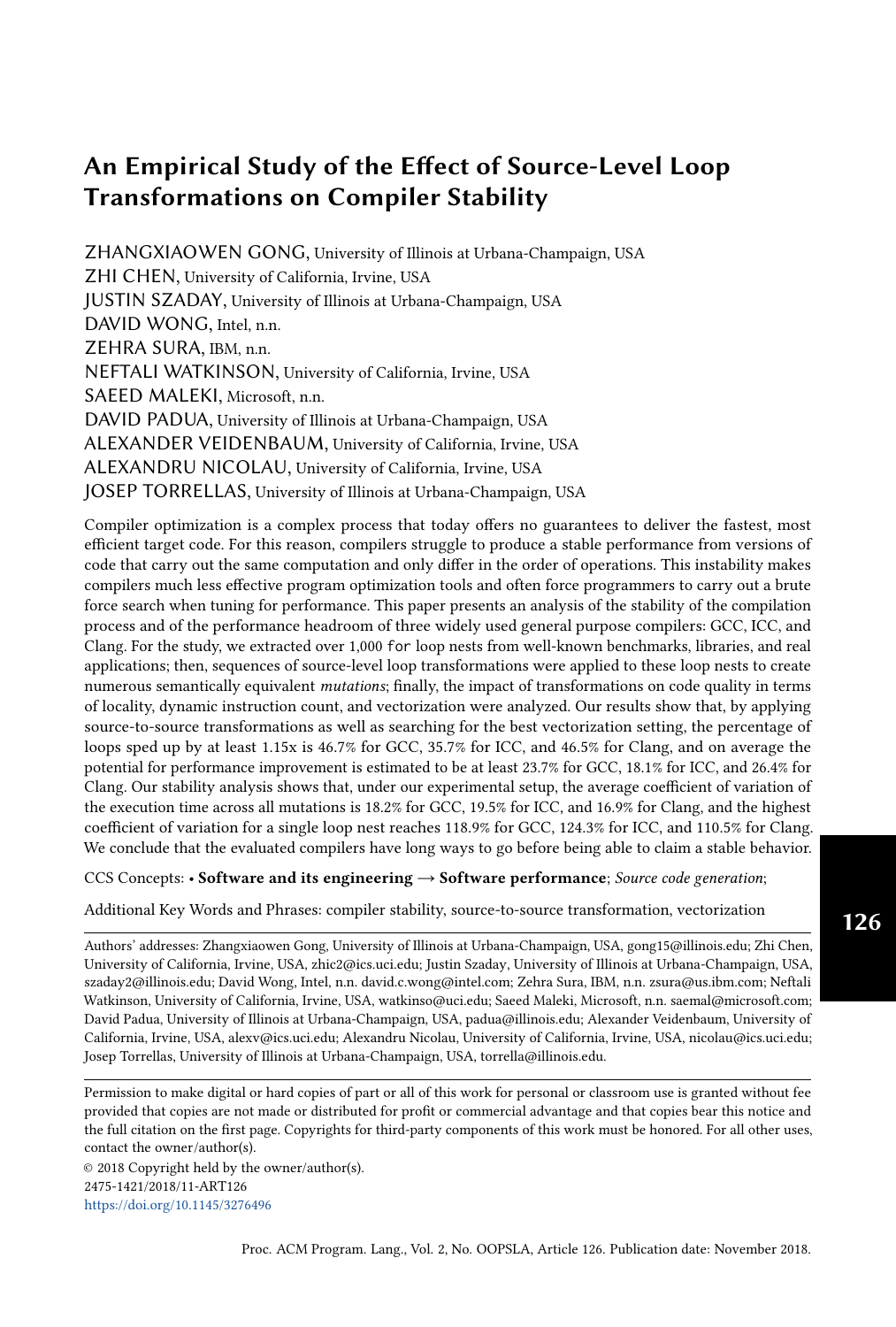# An Empirical Study of the Effect of Source-Level Loop Transformations on Compiler Stability

ZHANGXIAOWEN GONG, University of Illinois at Urbana-Champaign, USA
ZHI CHEN, University of California, Irvine, USA
JUSTIN SZADAY, University of Illinois at Urbana-Champaign, USA
DAVID WONG, Intel, n.n.
ZEHRA SURA, IBM, n.n.
NEFTALI WATKINSON, University of California, Irvine, USA
SAEED MALEKI, Microsoft, n.n.
DAVID PADUA, University of Illinois at Urbana-Champaign, USA
ALEXANDER VEIDENBAUM, University of California, Irvine, USA
ALEXANDRU NICOLAU, University of California, Irvine, USA
JOSEP TORRELLAS, University of Illinois at Urbana-Champaign, USA

Compiler optimization is a complex process that today offers no guarantees to deliver the fastest, most efficient target code. For this reason, compilers struggle to produce a stable performance from versions of code that carry out the same computation and only differ in the order of operations. This instability makes compilers much less effective program optimization tools and often force programmers to carry out a brute force search when tuning for performance. This paper presents an analysis of the stability of the compilation process and of the performance headroom of three widely used general purpose compilers: GCC, ICC, and Clang. For the study, we extracted over 1,000 `for` loop nests from well-known benchmarks, libraries, and real applications; then, sequences of source-level loop transformations were applied to these loop nests to create numerous semantically equivalent *mutations*; finally, the impact of transformations on code quality in terms of locality, dynamic instruction count, and vectorization were analyzed. Our results show that, by applying source-to-source transformations as well as searching for the best vectorization setting, the percentage of loops sped up by at least 1.15x is 46.7% for GCC, 35.7% for ICC, and 46.5% for Clang, and on average the potential for performance improvement is estimated to be at least 23.7% for GCC, 18.1% for ICC, and 26.4% for Clang. Our stability analysis shows that, under our experimental setup, the average coefficient of variation of the execution time across all mutations is 18.2% for GCC, 19.5% for ICC, and 16.9% for Clang, and the highest coefficient of variation for a single loop nest reaches 118.9% for GCC, 124.3% for ICC, and 110.5% for Clang. We conclude that the evaluated compilers have long ways to go before being able to claim a stable behavior.

CCS Concepts: • **Software and its engineering → Software performance**; *Source code generation*;

Additional Key Words and Phrases: compiler stability, source-to-source transformation, vectorization

Authors' addresses: Zhangxiaowen Gong, University of Illinois at Urbana-Champaign, USA, gong15@illinois.edu; Zhi Chen, University of California, Irvine, USA, zhic2@ics.uci.edu; Justin Szaday, University of Illinois at Urbana-Champaign, USA, szaday2@illinois.edu; David Wong, Intel, n.n. david.c.wong@intel.com; Zehra Sura, IBM, n.n. zsura@us.ibm.com; Neftali Watkinson, University of California, Irvine, USA, watkinso@uci.edu; Saeed Maleki, Microsoft, n.n. saemal@microsoft.com; David Padua, University of Illinois at Urbana-Champaign, USA, padua@illinois.edu; Alexander Veidenbaum, University of California, Irvine, USA, alexv@ics.uci.edu; Alexandru Nicolau, University of California, Irvine, USA, nicolau@ics.uci.edu; Josep Torrellas, University of Illinois at Urbana-Champaign, USA, torrella@illinois.edu.

Permission to make digital or hard copies of part or all of this work for personal or classroom use is granted without fee provided that copies are not made or distributed for profit or commercial advantage and that copies bear this notice and the full citation on the first page. Copyrights for third-party components of this work must be honored. For all other uses, contact the owner/author(s).

© 2018 Copyright held by the owner/author(s).
2475-1421/2018/11-ART126
https://doi.org/10.1145/3276496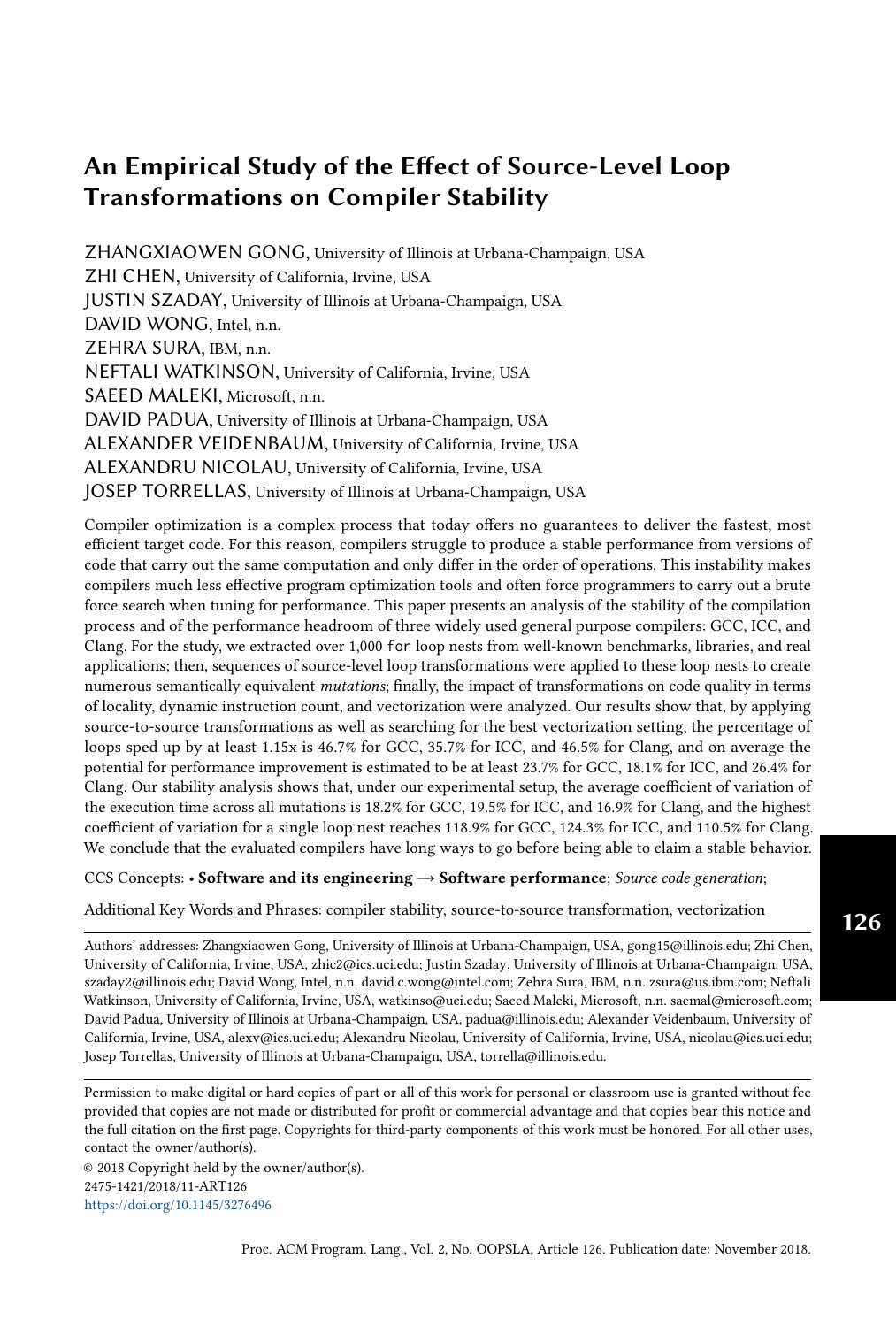# An Empirical Study of the Effect of Source-Level Loop Transformations on Compiler Stability

ZHANGXIAOWEN GONG, University of Illinois at Urbana-Champaign, USA
ZHI CHEN, University of California, Irvine, USA
JUSTIN SZADAY, University of Illinois at Urbana-Champaign, USA
DAVID WONG, Intel, n.n.
ZEHRA SURA, IBM, n.n.
NEFTALI WATKINSON, University of California, Irvine, USA
SAEED MALEKI, Microsoft, n.n.
DAVID PADUA, University of Illinois at Urbana-Champaign, USA
ALEXANDER VEIDENBAUM, University of California, Irvine, USA
ALEXANDRU NICOLAU, University of California, Irvine, USA
JOSEP TORRELLAS, University of Illinois at Urbana-Champaign, USA

Compiler optimization is a complex process that today offers no guarantees to deliver the fastest, most efficient target code. For this reason, compilers struggle to produce a stable performance from versions of code that carry out the same computation and only differ in the order of operations. This instability makes compilers much less effective program optimization tools and often force programmers to carry out a brute force search when tuning for performance. This paper presents an analysis of the stability of the compilation process and of the performance headroom of three widely used general purpose compilers: GCC, ICC, and Clang. For the study, we extracted over 1,000 `for` loop nests from well-known benchmarks, libraries, and real applications; then, sequences of source-level loop transformations were applied to these loop nests to create numerous semantically equivalent *mutations*; finally, the impact of transformations on code quality in terms of locality, dynamic instruction count, and vectorization were analyzed. Our results show that, by applying source-to-source transformations as well as searching for the best vectorization setting, the percentage of loops sped up by at least 1.15x is 46.7% for GCC, 35.7% for ICC, and 46.5% for Clang, and on average the potential for performance improvement is estimated to be at least 23.7% for GCC, 18.1% for ICC, and 26.4% for Clang. Our stability analysis shows that, under our experimental setup, the average coefficient of variation of the execution time across all mutations is 18.2% for GCC, 19.5% for ICC, and 16.9% for Clang, and the highest coefficient of variation for a single loop nest reaches 118.9% for GCC, 124.3% for ICC, and 110.5% for Clang. We conclude that the evaluated compilers have long ways to go before being able to claim a stable behavior.

CCS Concepts: • **Software and its engineering → Software performance**; *Source code generation*;

Additional Key Words and Phrases: compiler stability, source-to-source transformation, vectorization

Authors' addresses: Zhangxiaowen Gong, University of Illinois at Urbana-Champaign, USA, gong15@illinois.edu; Zhi Chen, University of California, Irvine, USA, zhic2@ics.uci.edu; Justin Szaday, University of Illinois at Urbana-Champaign, USA, szaday2@illinois.edu; David Wong, Intel, n.n. david.c.wong@intel.com; Zehra Sura, IBM, n.n. zsura@us.ibm.com; Neftali Watkinson, University of California, Irvine, USA, watkinso@uci.edu; Saeed Maleki, Microsoft, n.n. saemal@microsoft.com; David Padua, University of Illinois at Urbana-Champaign, USA, padua@illinois.edu; Alexander Veidenbaum, University of California, Irvine, USA, alexv@ics.uci.edu; Alexandru Nicolau, University of California, Irvine, USA, nicolau@ics.uci.edu; Josep Torrellas, University of Illinois at Urbana-Champaign, USA, torrella@illinois.edu.

Permission to make digital or hard copies of part or all of this work for personal or classroom use is granted without fee provided that copies are not made or distributed for profit or commercial advantage and that copies bear this notice and the full citation on the first page. Copyrights for third-party components of this work must be honored. For all other uses, contact the owner/author(s).

© 2018 Copyright held by the owner/author(s).
2475-1421/2018/11-ART126
https://doi.org/10.1145/3276496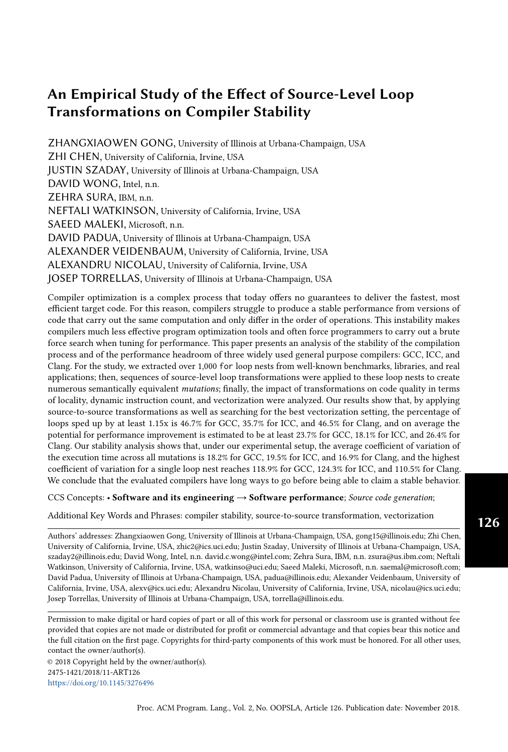# An Empirical Study of the Effect of Source-Level Loop Transformations on Compiler Stability

ZHANGXIAOWEN GONG, University of Illinois at Urbana-Champaign, USA
ZHI CHEN, University of California, Irvine, USA
JUSTIN SZADAY, University of Illinois at Urbana-Champaign, USA
DAVID WONG, Intel, n.n.
ZEHRA SURA, IBM, n.n.
NEFTALI WATKINSON, University of California, Irvine, USA
SAEED MALEKI, Microsoft, n.n.
DAVID PADUA, University of Illinois at Urbana-Champaign, USA
ALEXANDER VEIDENBAUM, University of California, Irvine, USA
ALEXANDRU NICOLAU, University of California, Irvine, USA
JOSEP TORRELLAS, University of Illinois at Urbana-Champaign, USA

Compiler optimization is a complex process that today offers no guarantees to deliver the fastest, most efficient target code. For this reason, compilers struggle to produce a stable performance from versions of code that carry out the same computation and only differ in the order of operations. This instability makes compilers much less effective program optimization tools and often force programmers to carry out a brute force search when tuning for performance. This paper presents an analysis of the stability of the compilation process and of the performance headroom of three widely used general purpose compilers: GCC, ICC, and Clang. For the study, we extracted over 1,000 `for` loop nests from well-known benchmarks, libraries, and real applications; then, sequences of source-level loop transformations were applied to these loop nests to create numerous semantically equivalent *mutations*; finally, the impact of transformations on code quality in terms of locality, dynamic instruction count, and vectorization were analyzed. Our results show that, by applying source-to-source transformations as well as searching for the best vectorization setting, the percentage of loops sped up by at least 1.15x is 46.7% for GCC, 35.7% for ICC, and 46.5% for Clang, and on average the potential for performance improvement is estimated to be at least 23.7% for GCC, 18.1% for ICC, and 26.4% for Clang. Our stability analysis shows that, under our experimental setup, the average coefficient of variation of the execution time across all mutations is 18.2% for GCC, 19.5% for ICC, and 16.9% for Clang, and the highest coefficient of variation for a single loop nest reaches 118.9% for GCC, 124.3% for ICC, and 110.5% for Clang. We conclude that the evaluated compilers have long ways to go before being able to claim a stable behavior.

CCS Concepts: • **Software and its engineering → Software performance**; *Source code generation*;

Additional Key Words and Phrases: compiler stability, source-to-source transformation, vectorization

Authors' addresses: Zhangxiaowen Gong, University of Illinois at Urbana-Champaign, USA, gong15@illinois.edu; Zhi Chen, University of California, Irvine, USA, zhic2@ics.uci.edu; Justin Szaday, University of Illinois at Urbana-Champaign, USA, szaday2@illinois.edu; David Wong, Intel, n.n. david.c.wong@intel.com; Zehra Sura, IBM, n.n. zsura@us.ibm.com; Neftali Watkinson, University of California, Irvine, USA, watkinso@uci.edu; Saeed Maleki, Microsoft, n.n. saemal@microsoft.com; David Padua, University of Illinois at Urbana-Champaign, USA, padua@illinois.edu; Alexander Veidenbaum, University of California, Irvine, USA, alexv@ics.uci.edu; Alexandru Nicolau, University of California, Irvine, USA, nicolau@ics.uci.edu; Josep Torrellas, University of Illinois at Urbana-Champaign, USA, torrella@illinois.edu.

Permission to make digital or hard copies of part or all of this work for personal or classroom use is granted without fee provided that copies are not made or distributed for profit or commercial advantage and that copies bear this notice and the full citation on the first page. Copyrights for third-party components of this work must be honored. For all other uses, contact the owner/author(s).

© 2018 Copyright held by the owner/author(s).
2475-1421/2018/11-ART126
https://doi.org/10.1145/3276496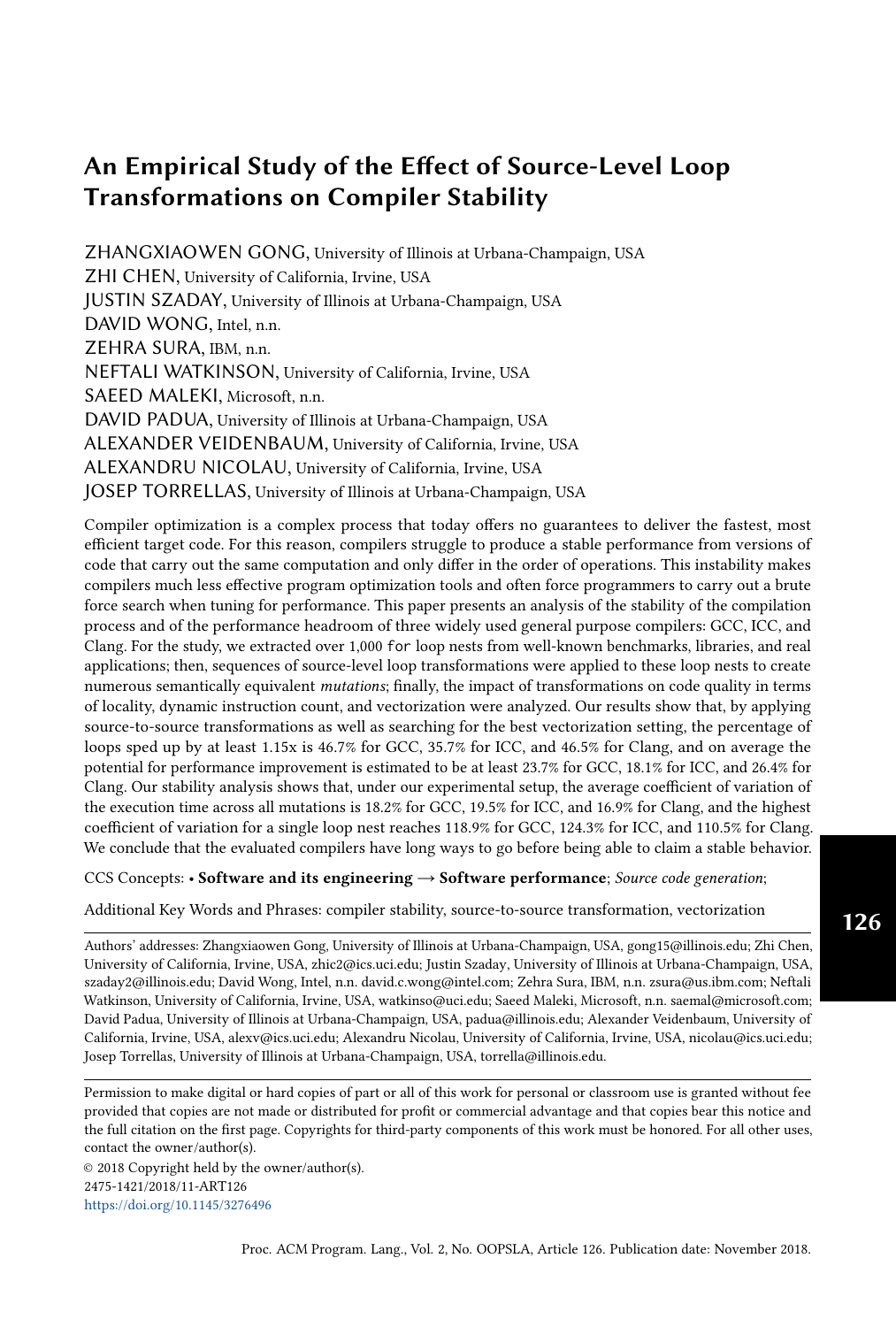# An Empirical Study of the Effect of Source-Level Loop Transformations on Compiler Stability

ZHANGXIAOWEN GONG, University of Illinois at Urbana-Champaign, USA
ZHI CHEN, University of California, Irvine, USA
JUSTIN SZADAY, University of Illinois at Urbana-Champaign, USA
DAVID WONG, Intel, n.n.
ZEHRA SURA, IBM, n.n.
NEFTALI WATKINSON, University of California, Irvine, USA
SAEED MALEKI, Microsoft, n.n.
DAVID PADUA, University of Illinois at Urbana-Champaign, USA
ALEXANDER VEIDENBAUM, University of California, Irvine, USA
ALEXANDRU NICOLAU, University of California, Irvine, USA
JOSEP TORRELLAS, University of Illinois at Urbana-Champaign, USA

Compiler optimization is a complex process that today offers no guarantees to deliver the fastest, most efficient target code. For this reason, compilers struggle to produce a stable performance from versions of code that carry out the same computation and only differ in the order of operations. This instability makes compilers much less effective program optimization tools and often force programmers to carry out a brute force search when tuning for performance. This paper presents an analysis of the stability of the compilation process and of the performance headroom of three widely used general purpose compilers: GCC, ICC, and Clang. For the study, we extracted over 1,000 `for` loop nests from well-known benchmarks, libraries, and real applications; then, sequences of source-level loop transformations were applied to these loop nests to create numerous semantically equivalent *mutations*; finally, the impact of transformations on code quality in terms of locality, dynamic instruction count, and vectorization were analyzed. Our results show that, by applying source-to-source transformations as well as searching for the best vectorization setting, the percentage of loops sped up by at least 1.15x is 46.7% for GCC, 35.7% for ICC, and 46.5% for Clang, and on average the potential for performance improvement is estimated to be at least 23.7% for GCC, 18.1% for ICC, and 26.4% for Clang. Our stability analysis shows that, under our experimental setup, the average coefficient of variation of the execution time across all mutations is 18.2% for GCC, 19.5% for ICC, and 16.9% for Clang, and the highest coefficient of variation for a single loop nest reaches 118.9% for GCC, 124.3% for ICC, and 110.5% for Clang. We conclude that the evaluated compilers have long ways to go before being able to claim a stable behavior.

CCS Concepts: • **Software and its engineering** → **Software performance**; *Source code generation*;

Additional Key Words and Phrases: compiler stability, source-to-source transformation, vectorization

Authors' addresses: Zhangxiaowen Gong, University of Illinois at Urbana-Champaign, USA, gong15@illinois.edu; Zhi Chen, University of California, Irvine, USA, zhic2@ics.uci.edu; Justin Szaday, University of Illinois at Urbana-Champaign, USA, szaday2@illinois.edu; David Wong, Intel, n.n. david.c.wong@intel.com; Zehra Sura, IBM, n.n. zsura@us.ibm.com; Neftali Watkinson, University of California, Irvine, USA, watkinso@uci.edu; Saeed Maleki, Microsoft, n.n. saemal@microsoft.com; David Padua, University of Illinois at Urbana-Champaign, USA, padua@illinois.edu; Alexander Veidenbaum, University of California, Irvine, USA, alexv@ics.uci.edu; Alexandru Nicolau, University of California, Irvine, USA, nicolau@ics.uci.edu; Josep Torrellas, University of Illinois at Urbana-Champaign, USA, torrella@illinois.edu.

Permission to make digital or hard copies of part or all of this work for personal or classroom use is granted without fee provided that copies are not made or distributed for profit or commercial advantage and that copies bear this notice and the full citation on the first page. Copyrights for third-party components of this work must be honored. For all other uses, contact the owner/author(s).

© 2018 Copyright held by the owner/author(s).
2475-1421/2018/11-ART126
https://doi.org/10.1145/3276496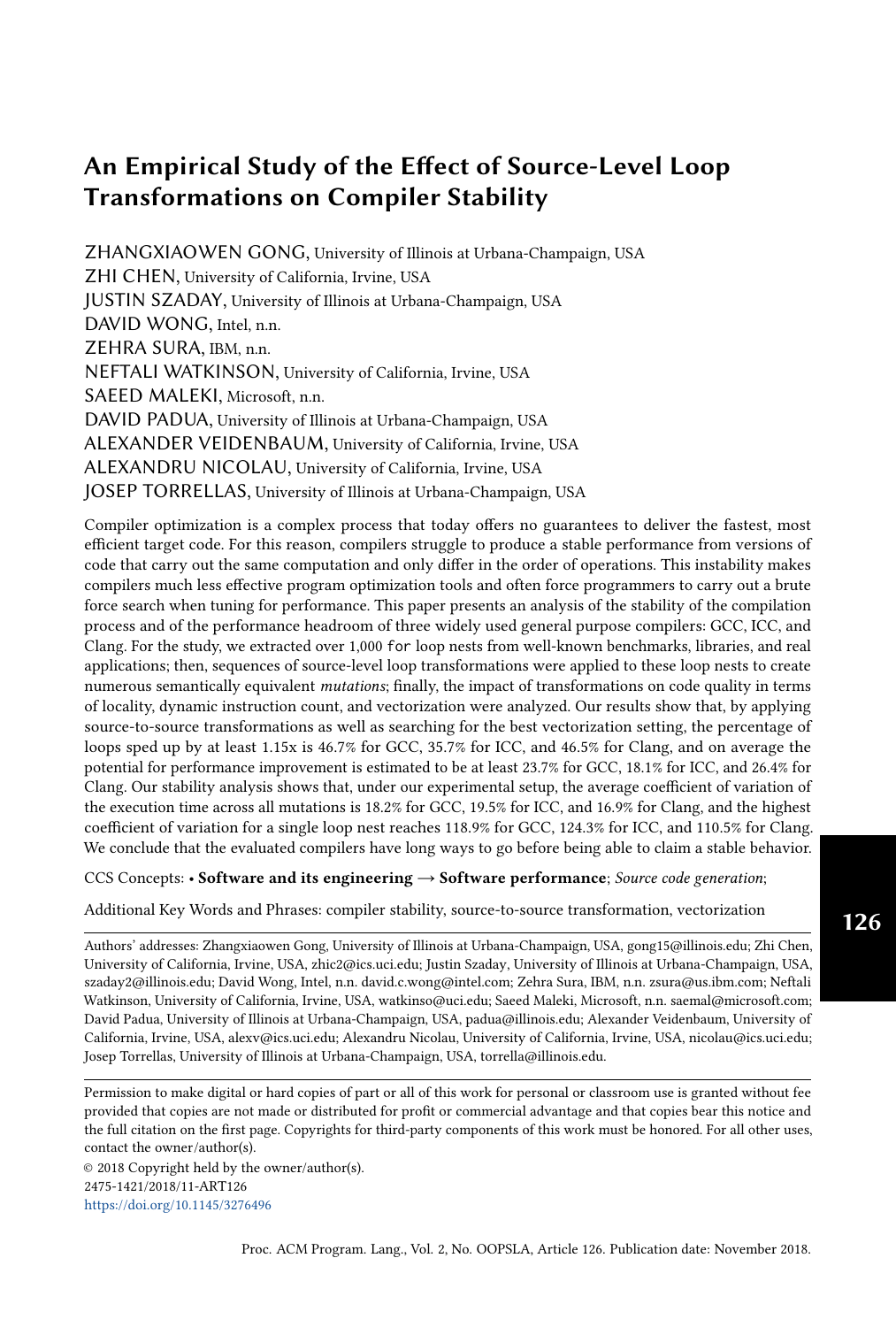# An Empirical Study of the Effect of Source-Level Loop Transformations on Compiler Stability

ZHANGXIAOWEN GONG, University of Illinois at Urbana-Champaign, USA
ZHI CHEN, University of California, Irvine, USA
JUSTIN SZADAY, University of Illinois at Urbana-Champaign, USA
DAVID WONG, Intel, n.n.
ZEHRA SURA, IBM, n.n.
NEFTALI WATKINSON, University of California, Irvine, USA
SAEED MALEKI, Microsoft, n.n.
DAVID PADUA, University of Illinois at Urbana-Champaign, USA
ALEXANDER VEIDENBAUM, University of California, Irvine, USA
ALEXANDRU NICOLAU, University of California, Irvine, USA
JOSEP TORRELLAS, University of Illinois at Urbana-Champaign, USA

Compiler optimization is a complex process that today offers no guarantees to deliver the fastest, most efficient target code. For this reason, compilers struggle to produce a stable performance from versions of code that carry out the same computation and only differ in the order of operations. This instability makes compilers much less effective program optimization tools and often force programmers to carry out a brute force search when tuning for performance. This paper presents an analysis of the stability of the compilation process and of the performance headroom of three widely used general purpose compilers: GCC, ICC, and Clang. For the study, we extracted over 1,000 `for` loop nests from well-known benchmarks, libraries, and real applications; then, sequences of source-level loop transformations were applied to these loop nests to create numerous semantically equivalent *mutations*; finally, the impact of transformations on code quality in terms of locality, dynamic instruction count, and vectorization were analyzed. Our results show that, by applying source-to-source transformations as well as searching for the best vectorization setting, the percentage of loops sped up by at least 1.15x is 46.7% for GCC, 35.7% for ICC, and 46.5% for Clang, and on average the potential for performance improvement is estimated to be at least 23.7% for GCC, 18.1% for ICC, and 26.4% for Clang. Our stability analysis shows that, under our experimental setup, the average coefficient of variation of the execution time across all mutations is 18.2% for GCC, 19.5% for ICC, and 16.9% for Clang, and the highest coefficient of variation for a single loop nest reaches 118.9% for GCC, 124.3% for ICC, and 110.5% for Clang. We conclude that the evaluated compilers have long ways to go before being able to claim a stable behavior.

CCS Concepts: • **Software and its engineering → Software performance**; *Source code generation*;

Additional Key Words and Phrases: compiler stability, source-to-source transformation, vectorization

Authors' addresses: Zhangxiaowen Gong, University of Illinois at Urbana-Champaign, USA, gong15@illinois.edu; Zhi Chen, University of California, Irvine, USA, zhic2@ics.uci.edu; Justin Szaday, University of Illinois at Urbana-Champaign, USA, szaday2@illinois.edu; David Wong, Intel, n.n. david.c.wong@intel.com; Zehra Sura, IBM, n.n. zsura@us.ibm.com; Neftali Watkinson, University of California, Irvine, USA, watkinso@uci.edu; Saeed Maleki, Microsoft, n.n. saemal@microsoft.com; David Padua, University of Illinois at Urbana-Champaign, USA, padua@illinois.edu; Alexander Veidenbaum, University of California, Irvine, USA, alexv@ics.uci.edu; Alexandru Nicolau, University of California, Irvine, USA, nicolau@ics.uci.edu; Josep Torrellas, University of Illinois at Urbana-Champaign, USA, torrella@illinois.edu.

Permission to make digital or hard copies of part or all of this work for personal or classroom use is granted without fee provided that copies are not made or distributed for profit or commercial advantage and that copies bear this notice and the full citation on the first page. Copyrights for third-party components of this work must be honored. For all other uses, contact the owner/author(s).

© 2018 Copyright held by the owner/author(s).
2475-1421/2018/11-ART126
https://doi.org/10.1145/3276496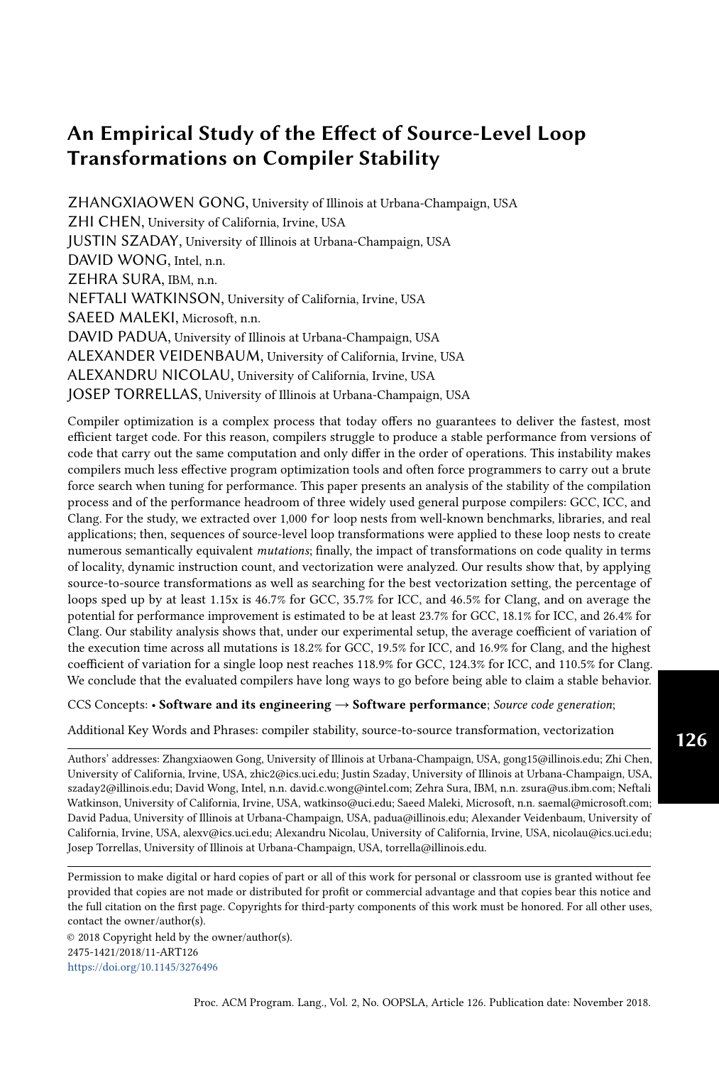# An Empirical Study of the Effect of Source-Level Loop Transformations on Compiler Stability

ZHANGXIAOWEN GONG, University of Illinois at Urbana-Champaign, USA
ZHI CHEN, University of California, Irvine, USA
JUSTIN SZADAY, University of Illinois at Urbana-Champaign, USA
DAVID WONG, Intel, n.n.
ZEHRA SURA, IBM, n.n.
NEFTALI WATKINSON, University of California, Irvine, USA
SAEED MALEKI, Microsoft, n.n.
DAVID PADUA, University of Illinois at Urbana-Champaign, USA
ALEXANDER VEIDENBAUM, University of California, Irvine, USA
ALEXANDRU NICOLAU, University of California, Irvine, USA
JOSEP TORRELLAS, University of Illinois at Urbana-Champaign, USA

Compiler optimization is a complex process that today offers no guarantees to deliver the fastest, most efficient target code. For this reason, compilers struggle to produce a stable performance from versions of code that carry out the same computation and only differ in the order of operations. This instability makes compilers much less effective program optimization tools and often force programmers to carry out a brute force search when tuning for performance. This paper presents an analysis of the stability of the compilation process and of the performance headroom of three widely used general purpose compilers: GCC, ICC, and Clang. For the study, we extracted over 1,000 `for` loop nests from well-known benchmarks, libraries, and real applications; then, sequences of source-level loop transformations were applied to these loop nests to create numerous semantically equivalent *mutations*; finally, the impact of transformations on code quality in terms of locality, dynamic instruction count, and vectorization were analyzed. Our results show that, by applying source-to-source transformations as well as searching for the best vectorization setting, the percentage of loops sped up by at least 1.15x is 46.7% for GCC, 35.7% for ICC, and 46.5% for Clang, and on average the potential for performance improvement is estimated to be at least 23.7% for GCC, 18.1% for ICC, and 26.4% for Clang. Our stability analysis shows that, under our experimental setup, the average coefficient of variation of the execution time across all mutations is 18.2% for GCC, 19.5% for ICC, and 16.9% for Clang, and the highest coefficient of variation for a single loop nest reaches 118.9% for GCC, 124.3% for ICC, and 110.5% for Clang. We conclude that the evaluated compilers have long ways to go before being able to claim a stable behavior.

CCS Concepts: • **Software and its engineering → Software performance**; *Source code generation*;

Additional Key Words and Phrases: compiler stability, source-to-source transformation, vectorization

Authors' addresses: Zhangxiaowen Gong, University of Illinois at Urbana-Champaign, USA, gong15@illinois.edu; Zhi Chen, University of California, Irvine, USA, zhic2@ics.uci.edu; Justin Szaday, University of Illinois at Urbana-Champaign, USA, szaday2@illinois.edu; David Wong, Intel, n.n. david.c.wong@intel.com; Zehra Sura, IBM, n.n. zsura@us.ibm.com; Neftali Watkinson, University of California, Irvine, USA, watkinso@uci.edu; Saeed Maleki, Microsoft, n.n. saemal@microsoft.com; David Padua, University of Illinois at Urbana-Champaign, USA, padua@illinois.edu; Alexander Veidenbaum, University of California, Irvine, USA, alexv@ics.uci.edu; Alexandru Nicolau, University of California, Irvine, USA, nicolau@ics.uci.edu; Josep Torrellas, University of Illinois at Urbana-Champaign, USA, torrella@illinois.edu.

Permission to make digital or hard copies of part or all of this work for personal or classroom use is granted without fee provided that copies are not made or distributed for profit or commercial advantage and that copies bear this notice and the full citation on the first page. Copyrights for third-party components of this work must be honored. For all other uses, contact the owner/author(s).

© 2018 Copyright held by the owner/author(s).
2475-1421/2018/11-ART126
https://doi.org/10.1145/3276496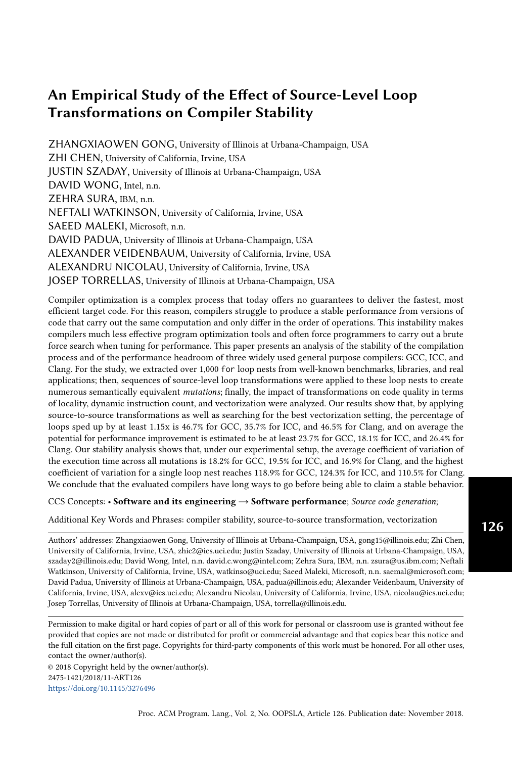# An Empirical Study of the Effect of Source-Level Loop Transformations on Compiler Stability

ZHANGXIAOWEN GONG, University of Illinois at Urbana-Champaign, USA
ZHI CHEN, University of California, Irvine, USA
JUSTIN SZADAY, University of Illinois at Urbana-Champaign, USA
DAVID WONG, Intel, n.n.
ZEHRA SURA, IBM, n.n.
NEFTALI WATKINSON, University of California, Irvine, USA
SAEED MALEKI, Microsoft, n.n.
DAVID PADUA, University of Illinois at Urbana-Champaign, USA
ALEXANDER VEIDENBAUM, University of California, Irvine, USA
ALEXANDRU NICOLAU, University of California, Irvine, USA
JOSEP TORRELLAS, University of Illinois at Urbana-Champaign, USA

Compiler optimization is a complex process that today offers no guarantees to deliver the fastest, most efficient target code. For this reason, compilers struggle to produce a stable performance from versions of code that carry out the same computation and only differ in the order of operations. This instability makes compilers much less effective program optimization tools and often force programmers to carry out a brute force search when tuning for performance. This paper presents an analysis of the stability of the compilation process and of the performance headroom of three widely used general purpose compilers: GCC, ICC, and Clang. For the study, we extracted over 1,000 `for` loop nests from well-known benchmarks, libraries, and real applications; then, sequences of source-level loop transformations were applied to these loop nests to create numerous semantically equivalent *mutations*; finally, the impact of transformations on code quality in terms of locality, dynamic instruction count, and vectorization were analyzed. Our results show that, by applying source-to-source transformations as well as searching for the best vectorization setting, the percentage of loops sped up by at least 1.15x is 46.7% for GCC, 35.7% for ICC, and 46.5% for Clang, and on average the potential for performance improvement is estimated to be at least 23.7% for GCC, 18.1% for ICC, and 26.4% for Clang. Our stability analysis shows that, under our experimental setup, the average coefficient of variation of the execution time across all mutations is 18.2% for GCC, 19.5% for ICC, and 16.9% for Clang, and the highest coefficient of variation for a single loop nest reaches 118.9% for GCC, 124.3% for ICC, and 110.5% for Clang. We conclude that the evaluated compilers have long ways to go before being able to claim a stable behavior.

CCS Concepts: • **Software and its engineering → Software performance**; *Source code generation*;

Additional Key Words and Phrases: compiler stability, source-to-source transformation, vectorization

Authors' addresses: Zhangxiaowen Gong, University of Illinois at Urbana-Champaign, USA, gong15@illinois.edu; Zhi Chen, University of California, Irvine, USA, zhic2@ics.uci.edu; Justin Szaday, University of Illinois at Urbana-Champaign, USA, szaday2@illinois.edu; David Wong, Intel, n.n. david.c.wong@intel.com; Zehra Sura, IBM, n.n. zsura@us.ibm.com; Neftali Watkinson, University of California, Irvine, USA, watkinso@uci.edu; Saeed Maleki, Microsoft, n.n. saemal@microsoft.com; David Padua, University of Illinois at Urbana-Champaign, USA, padua@illinois.edu; Alexander Veidenbaum, University of California, Irvine, USA, alexv@ics.uci.edu; Alexandru Nicolau, University of California, Irvine, USA, nicolau@ics.uci.edu; Josep Torrellas, University of Illinois at Urbana-Champaign, USA, torrella@illinois.edu.

Permission to make digital or hard copies of part or all of this work for personal or classroom use is granted without fee provided that copies are not made or distributed for profit or commercial advantage and that copies bear this notice and the full citation on the first page. Copyrights for third-party components of this work must be honored. For all other uses, contact the owner/author(s).

© 2018 Copyright held by the owner/author(s).
2475-1421/2018/11-ART126
https://doi.org/10.1145/3276496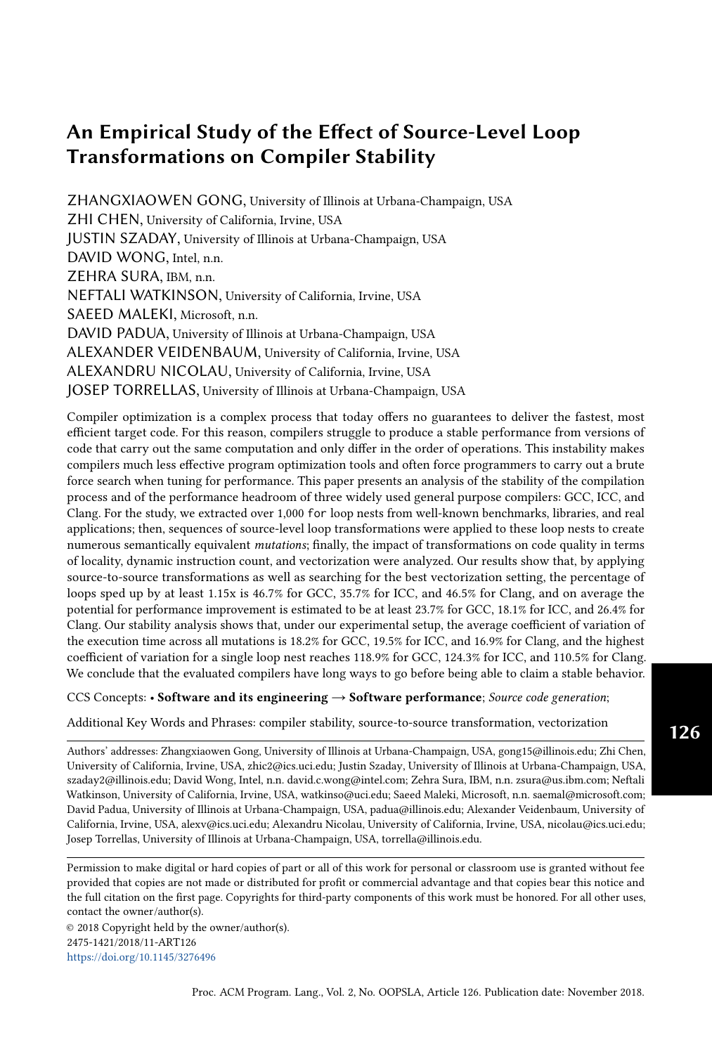# An Empirical Study of the Effect of Source-Level Loop Transformations on Compiler Stability

ZHANGXIAOWEN GONG, University of Illinois at Urbana-Champaign, USA
ZHI CHEN, University of California, Irvine, USA
JUSTIN SZADAY, University of Illinois at Urbana-Champaign, USA
DAVID WONG, Intel, n.n.
ZEHRA SURA, IBM, n.n.
NEFTALI WATKINSON, University of California, Irvine, USA
SAEED MALEKI, Microsoft, n.n.
DAVID PADUA, University of Illinois at Urbana-Champaign, USA
ALEXANDER VEIDENBAUM, University of California, Irvine, USA
ALEXANDRU NICOLAU, University of California, Irvine, USA
JOSEP TORRELLAS, University of Illinois at Urbana-Champaign, USA

Compiler optimization is a complex process that today offers no guarantees to deliver the fastest, most efficient target code. For this reason, compilers struggle to produce a stable performance from versions of code that carry out the same computation and only differ in the order of operations. This instability makes compilers much less effective program optimization tools and often force programmers to carry out a brute force search when tuning for performance. This paper presents an analysis of the stability of the compilation process and of the performance headroom of three widely used general purpose compilers: GCC, ICC, and Clang. For the study, we extracted over 1,000 `for` loop nests from well-known benchmarks, libraries, and real applications; then, sequences of source-level loop transformations were applied to these loop nests to create numerous semantically equivalent *mutations*; finally, the impact of transformations on code quality in terms of locality, dynamic instruction count, and vectorization were analyzed. Our results show that, by applying source-to-source transformations as well as searching for the best vectorization setting, the percentage of loops sped up by at least 1.15x is 46.7% for GCC, 35.7% for ICC, and 46.5% for Clang, and on average the potential for performance improvement is estimated to be at least 23.7% for GCC, 18.1% for ICC, and 26.4% for Clang. Our stability analysis shows that, under our experimental setup, the average coefficient of variation of the execution time across all mutations is 18.2% for GCC, 19.5% for ICC, and 16.9% for Clang, and the highest coefficient of variation for a single loop nest reaches 118.9% for GCC, 124.3% for ICC, and 110.5% for Clang. We conclude that the evaluated compilers have long ways to go before being able to claim a stable behavior.

CCS Concepts: • **Software and its engineering → Software performance**; *Source code generation*;

Additional Key Words and Phrases: compiler stability, source-to-source transformation, vectorization

Authors' addresses: Zhangxiaowen Gong, University of Illinois at Urbana-Champaign, USA, gong15@illinois.edu; Zhi Chen, University of California, Irvine, USA, zhic2@ics.uci.edu; Justin Szaday, University of Illinois at Urbana-Champaign, USA, szaday2@illinois.edu; David Wong, Intel, n.n. david.c.wong@intel.com; Zehra Sura, IBM, n.n. zsura@us.ibm.com; Neftali Watkinson, University of California, Irvine, USA, watkinso@uci.edu; Saeed Maleki, Microsoft, n.n. saemal@microsoft.com; David Padua, University of Illinois at Urbana-Champaign, USA, padua@illinois.edu; Alexander Veidenbaum, University of California, Irvine, USA, alexv@ics.uci.edu; Alexandru Nicolau, University of California, Irvine, USA, nicolau@ics.uci.edu; Josep Torrellas, University of Illinois at Urbana-Champaign, USA, torrella@illinois.edu.

Permission to make digital or hard copies of part or all of this work for personal or classroom use is granted without fee provided that copies are not made or distributed for profit or commercial advantage and that copies bear this notice and the full citation on the first page. Copyrights for third-party components of this work must be honored. For all other uses, contact the owner/author(s).

© 2018 Copyright held by the owner/author(s).
2475-1421/2018/11-ART126
https://doi.org/10.1145/3276496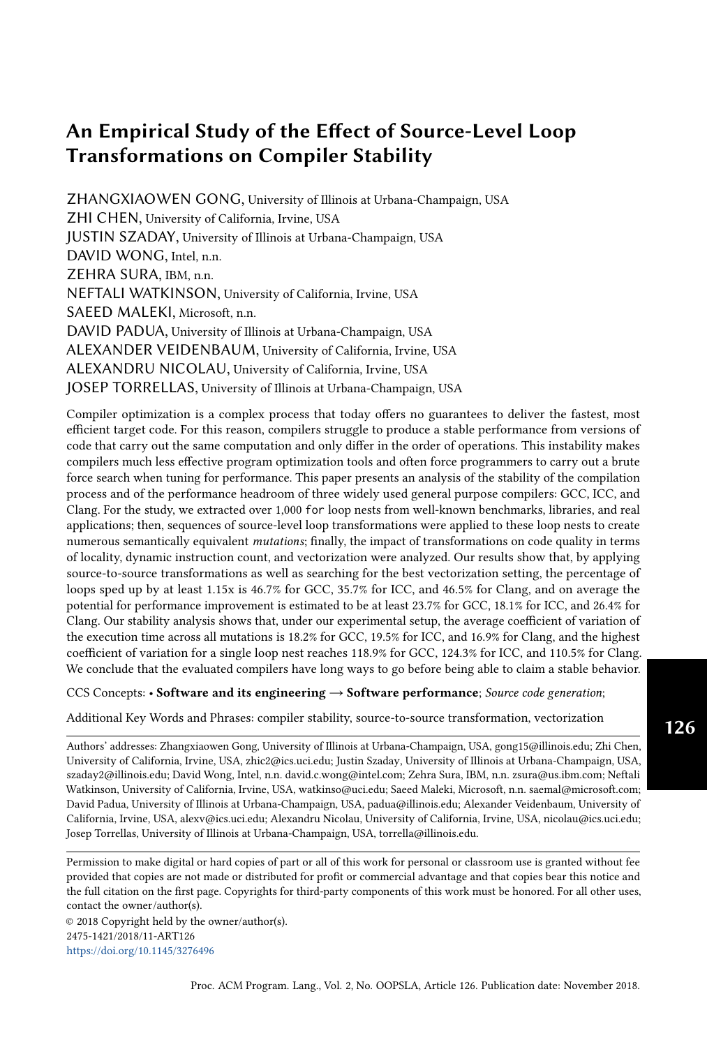# An Empirical Study of the Effect of Source-Level Loop Transformations on Compiler Stability

ZHANGXIAOWEN GONG, University of Illinois at Urbana-Champaign, USA
ZHI CHEN, University of California, Irvine, USA
JUSTIN SZADAY, University of Illinois at Urbana-Champaign, USA
DAVID WONG, Intel, n.n.
ZEHRA SURA, IBM, n.n.
NEFTALI WATKINSON, University of California, Irvine, USA
SAEED MALEKI, Microsoft, n.n.
DAVID PADUA, University of Illinois at Urbana-Champaign, USA
ALEXANDER VEIDENBAUM, University of California, Irvine, USA
ALEXANDRU NICOLAU, University of California, Irvine, USA
JOSEP TORRELLAS, University of Illinois at Urbana-Champaign, USA

Compiler optimization is a complex process that today offers no guarantees to deliver the fastest, most efficient target code. For this reason, compilers struggle to produce a stable performance from versions of code that carry out the same computation and only differ in the order of operations. This instability makes compilers much less effective program optimization tools and often force programmers to carry out a brute force search when tuning for performance. This paper presents an analysis of the stability of the compilation process and of the performance headroom of three widely used general purpose compilers: GCC, ICC, and Clang. For the study, we extracted over 1,000 `for` loop nests from well-known benchmarks, libraries, and real applications; then, sequences of source-level loop transformations were applied to these loop nests to create numerous semantically equivalent *mutations*; finally, the impact of transformations on code quality in terms of locality, dynamic instruction count, and vectorization were analyzed. Our results show that, by applying source-to-source transformations as well as searching for the best vectorization setting, the percentage of loops sped up by at least 1.15x is 46.7% for GCC, 35.7% for ICC, and 46.5% for Clang, and on average the potential for performance improvement is estimated to be at least 23.7% for GCC, 18.1% for ICC, and 26.4% for Clang. Our stability analysis shows that, under our experimental setup, the average coefficient of variation of the execution time across all mutations is 18.2% for GCC, 19.5% for ICC, and 16.9% for Clang, and the highest coefficient of variation for a single loop nest reaches 118.9% for GCC, 124.3% for ICC, and 110.5% for Clang. We conclude that the evaluated compilers have long ways to go before being able to claim a stable behavior.

CCS Concepts: • **Software and its engineering → Software performance**; *Source code generation*;

Additional Key Words and Phrases: compiler stability, source-to-source transformation, vectorization

Authors' addresses: Zhangxiaowen Gong, University of Illinois at Urbana-Champaign, USA, gong15@illinois.edu; Zhi Chen, University of California, Irvine, USA, zhic2@ics.uci.edu; Justin Szaday, University of Illinois at Urbana-Champaign, USA, szaday2@illinois.edu; David Wong, Intel, n.n. david.c.wong@intel.com; Zehra Sura, IBM, n.n. zsura@us.ibm.com; Neftali Watkinson, University of California, Irvine, USA, watkinso@uci.edu; Saeed Maleki, Microsoft, n.n. saemal@microsoft.com; David Padua, University of Illinois at Urbana-Champaign, USA, padua@illinois.edu; Alexander Veidenbaum, University of California, Irvine, USA, alexv@ics.uci.edu; Alexandru Nicolau, University of California, Irvine, USA, nicolau@ics.uci.edu; Josep Torrellas, University of Illinois at Urbana-Champaign, USA, torrella@illinois.edu.

Permission to make digital or hard copies of part or all of this work for personal or classroom use is granted without fee provided that copies are not made or distributed for profit or commercial advantage and that copies bear this notice and the full citation on the first page. Copyrights for third-party components of this work must be honored. For all other uses, contact the owner/author(s).

© 2018 Copyright held by the owner/author(s).
2475-1421/2018/11-ART126
https://doi.org/10.1145/3276496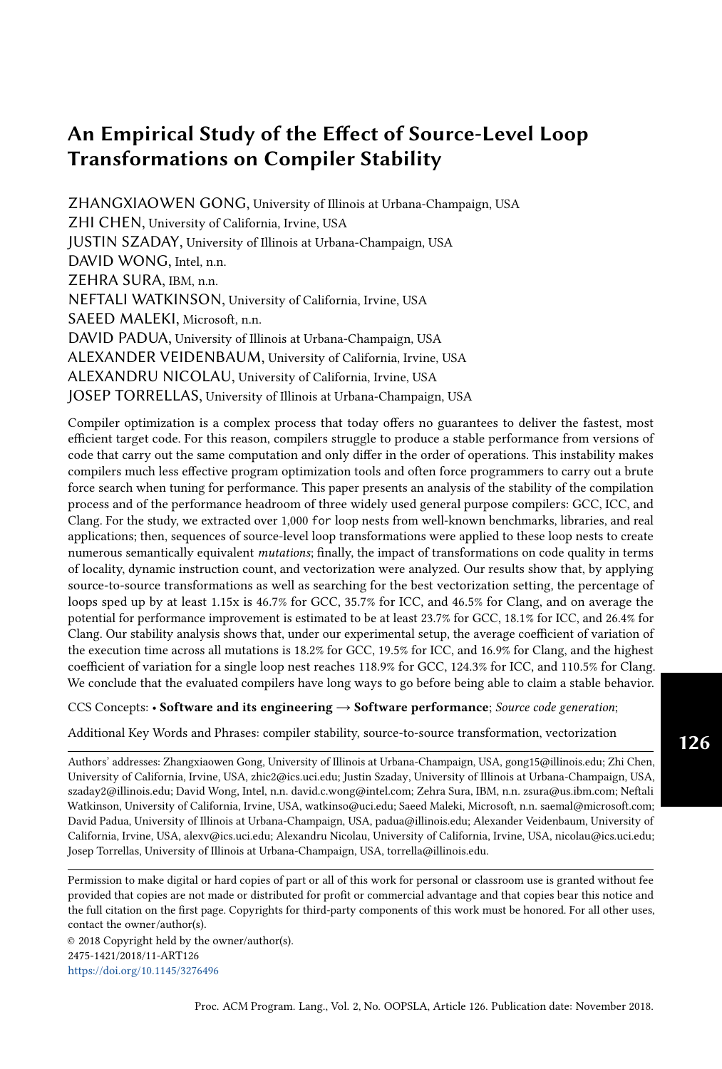# An Empirical Study of the Effect of Source-Level Loop Transformations on Compiler Stability

ZHANGXIAOWEN GONG, University of Illinois at Urbana-Champaign, USA
ZHI CHEN, University of California, Irvine, USA
JUSTIN SZADAY, University of Illinois at Urbana-Champaign, USA
DAVID WONG, Intel, n.n.
ZEHRA SURA, IBM, n.n.
NEFTALI WATKINSON, University of California, Irvine, USA
SAEED MALEKI, Microsoft, n.n.
DAVID PADUA, University of Illinois at Urbana-Champaign, USA
ALEXANDER VEIDENBAUM, University of California, Irvine, USA
ALEXANDRU NICOLAU, University of California, Irvine, USA
JOSEP TORRELLAS, University of Illinois at Urbana-Champaign, USA

Compiler optimization is a complex process that today offers no guarantees to deliver the fastest, most efficient target code. For this reason, compilers struggle to produce a stable performance from versions of code that carry out the same computation and only differ in the order of operations. This instability makes compilers much less effective program optimization tools and often force programmers to carry out a brute force search when tuning for performance. This paper presents an analysis of the stability of the compilation process and of the performance headroom of three widely used general purpose compilers: GCC, ICC, and Clang. For the study, we extracted over 1,000 `for` loop nests from well-known benchmarks, libraries, and real applications; then, sequences of source-level loop transformations were applied to these loop nests to create numerous semantically equivalent *mutations*; finally, the impact of transformations on code quality in terms of locality, dynamic instruction count, and vectorization were analyzed. Our results show that, by applying source-to-source transformations as well as searching for the best vectorization setting, the percentage of loops sped up by at least 1.15x is 46.7% for GCC, 35.7% for ICC, and 46.5% for Clang, and on average the potential for performance improvement is estimated to be at least 23.7% for GCC, 18.1% for ICC, and 26.4% for Clang. Our stability analysis shows that, under our experimental setup, the average coefficient of variation of the execution time across all mutations is 18.2% for GCC, 19.5% for ICC, and 16.9% for Clang, and the highest coefficient of variation for a single loop nest reaches 118.9% for GCC, 124.3% for ICC, and 110.5% for Clang. We conclude that the evaluated compilers have long ways to go before being able to claim a stable behavior.

CCS Concepts: • **Software and its engineering → Software performance**; *Source code generation*;

Additional Key Words and Phrases: compiler stability, source-to-source transformation, vectorization

Authors' addresses: Zhangxiaowen Gong, University of Illinois at Urbana-Champaign, USA, gong15@illinois.edu; Zhi Chen, University of California, Irvine, USA, zhic2@ics.uci.edu; Justin Szaday, University of Illinois at Urbana-Champaign, USA, szaday2@illinois.edu; David Wong, Intel, n.n. david.c.wong@intel.com; Zehra Sura, IBM, n.n. zsura@us.ibm.com; Neftali Watkinson, University of California, Irvine, USA, watkinso@uci.edu; Saeed Maleki, Microsoft, n.n. saemal@microsoft.com; David Padua, University of Illinois at Urbana-Champaign, USA, padua@illinois.edu; Alexander Veidenbaum, University of California, Irvine, USA, alexv@ics.uci.edu; Alexandru Nicolau, University of California, Irvine, USA, nicolau@ics.uci.edu; Josep Torrellas, University of Illinois at Urbana-Champaign, USA, torrella@illinois.edu.

Permission to make digital or hard copies of part or all of this work for personal or classroom use is granted without fee provided that copies are not made or distributed for profit or commercial advantage and that copies bear this notice and the full citation on the first page. Copyrights for third-party components of this work must be honored. For all other uses, contact the owner/author(s).

© 2018 Copyright held by the owner/author(s).
2475-1421/2018/11-ART126
https://doi.org/10.1145/3276496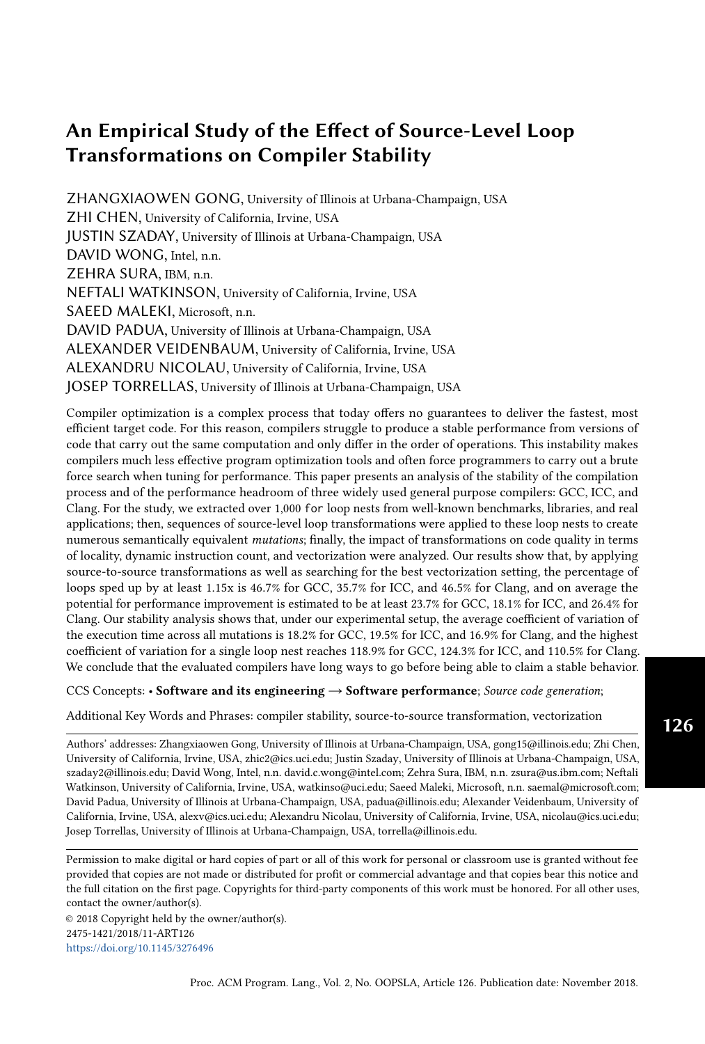# An Empirical Study of the Effect of Source-Level Loop Transformations on Compiler Stability

ZHANGXIAOWEN GONG, University of Illinois at Urbana-Champaign, USA
ZHI CHEN, University of California, Irvine, USA
JUSTIN SZADAY, University of Illinois at Urbana-Champaign, USA
DAVID WONG, Intel, n.n.
ZEHRA SURA, IBM, n.n.
NEFTALI WATKINSON, University of California, Irvine, USA
SAEED MALEKI, Microsoft, n.n.
DAVID PADUA, University of Illinois at Urbana-Champaign, USA
ALEXANDER VEIDENBAUM, University of California, Irvine, USA
ALEXANDRU NICOLAU, University of California, Irvine, USA
JOSEP TORRELLAS, University of Illinois at Urbana-Champaign, USA

Compiler optimization is a complex process that today offers no guarantees to deliver the fastest, most efficient target code. For this reason, compilers struggle to produce a stable performance from versions of code that carry out the same computation and only differ in the order of operations. This instability makes compilers much less effective program optimization tools and often force programmers to carry out a brute force search when tuning for performance. This paper presents an analysis of the stability of the compilation process and of the performance headroom of three widely used general purpose compilers: GCC, ICC, and Clang. For the study, we extracted over 1,000 `for` loop nests from well-known benchmarks, libraries, and real applications; then, sequences of source-level loop transformations were applied to these loop nests to create numerous semantically equivalent *mutations*; finally, the impact of transformations on code quality in terms of locality, dynamic instruction count, and vectorization were analyzed. Our results show that, by applying source-to-source transformations as well as searching for the best vectorization setting, the percentage of loops sped up by at least 1.15x is 46.7% for GCC, 35.7% for ICC, and 46.5% for Clang, and on average the potential for performance improvement is estimated to be at least 23.7% for GCC, 18.1% for ICC, and 26.4% for Clang. Our stability analysis shows that, under our experimental setup, the average coefficient of variation of the execution time across all mutations is 18.2% for GCC, 19.5% for ICC, and 16.9% for Clang, and the highest coefficient of variation for a single loop nest reaches 118.9% for GCC, 124.3% for ICC, and 110.5% for Clang. We conclude that the evaluated compilers have long ways to go before being able to claim a stable behavior.

CCS Concepts: • **Software and its engineering → Software performance**; *Source code generation*;

Additional Key Words and Phrases: compiler stability, source-to-source transformation, vectorization

Authors' addresses: Zhangxiaowen Gong, University of Illinois at Urbana-Champaign, USA, gong15@illinois.edu; Zhi Chen, University of California, Irvine, USA, zhic2@ics.uci.edu; Justin Szaday, University of Illinois at Urbana-Champaign, USA, szaday2@illinois.edu; David Wong, Intel, n.n. david.c.wong@intel.com; Zehra Sura, IBM, n.n. zsura@us.ibm.com; Neftali Watkinson, University of California, Irvine, USA, watkinso@uci.edu; Saeed Maleki, Microsoft, n.n. saemal@microsoft.com; David Padua, University of Illinois at Urbana-Champaign, USA, padua@illinois.edu; Alexander Veidenbaum, University of California, Irvine, USA, alexv@ics.uci.edu; Alexandru Nicolau, University of California, Irvine, USA, nicolau@ics.uci.edu; Josep Torrellas, University of Illinois at Urbana-Champaign, USA, torrella@illinois.edu.

Permission to make digital or hard copies of part or all of this work for personal or classroom use is granted without fee provided that copies are not made or distributed for profit or commercial advantage and that copies bear this notice and the full citation on the first page. Copyrights for third-party components of this work must be honored. For all other uses, contact the owner/author(s).

© 2018 Copyright held by the owner/author(s).
2475-1421/2018/11-ART126
https://doi.org/10.1145/3276496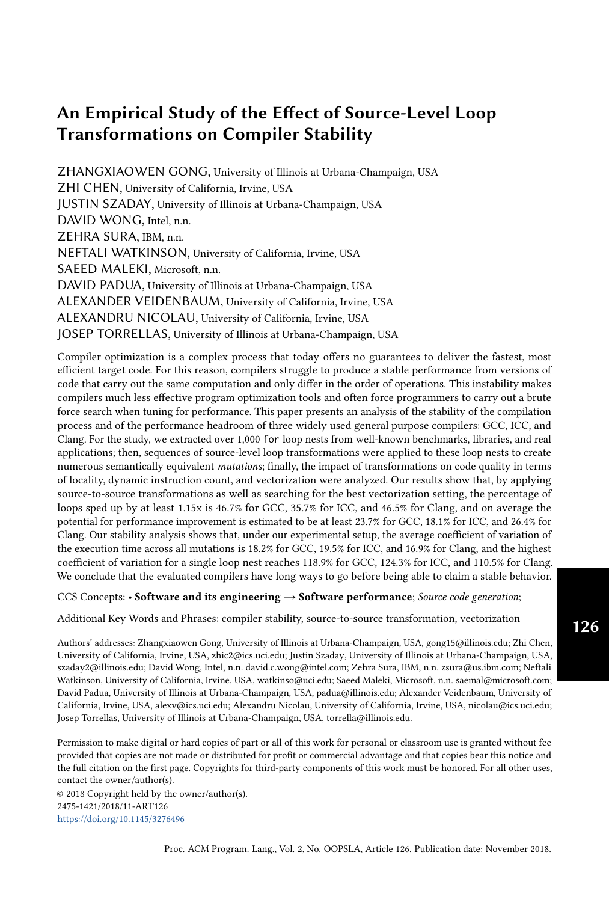# An Empirical Study of the Effect of Source-Level Loop Transformations on Compiler Stability

ZHANGXIAOWEN GONG, University of Illinois at Urbana-Champaign, USA
ZHI CHEN, University of California, Irvine, USA
JUSTIN SZADAY, University of Illinois at Urbana-Champaign, USA
DAVID WONG, Intel, n.n.
ZEHRA SURA, IBM, n.n.
NEFTALI WATKINSON, University of California, Irvine, USA
SAEED MALEKI, Microsoft, n.n.
DAVID PADUA, University of Illinois at Urbana-Champaign, USA
ALEXANDER VEIDENBAUM, University of California, Irvine, USA
ALEXANDRU NICOLAU, University of California, Irvine, USA
JOSEP TORRELLAS, University of Illinois at Urbana-Champaign, USA

Compiler optimization is a complex process that today offers no guarantees to deliver the fastest, most efficient target code. For this reason, compilers struggle to produce a stable performance from versions of code that carry out the same computation and only differ in the order of operations. This instability makes compilers much less effective program optimization tools and often force programmers to carry out a brute force search when tuning for performance. This paper presents an analysis of the stability of the compilation process and of the performance headroom of three widely used general purpose compilers: GCC, ICC, and Clang. For the study, we extracted over 1,000 `for` loop nests from well-known benchmarks, libraries, and real applications; then, sequences of source-level loop transformations were applied to these loop nests to create numerous semantically equivalent *mutations*; finally, the impact of transformations on code quality in terms of locality, dynamic instruction count, and vectorization were analyzed. Our results show that, by applying source-to-source transformations as well as searching for the best vectorization setting, the percentage of loops sped up by at least 1.15x is 46.7% for GCC, 35.7% for ICC, and 46.5% for Clang, and on average the potential for performance improvement is estimated to be at least 23.7% for GCC, 18.1% for ICC, and 26.4% for Clang. Our stability analysis shows that, under our experimental setup, the average coefficient of variation of the execution time across all mutations is 18.2% for GCC, 19.5% for ICC, and 16.9% for Clang, and the highest coefficient of variation for a single loop nest reaches 118.9% for GCC, 124.3% for ICC, and 110.5% for Clang. We conclude that the evaluated compilers have long ways to go before being able to claim a stable behavior.

CCS Concepts: • **Software and its engineering → Software performance**; *Source code generation*;

Additional Key Words and Phrases: compiler stability, source-to-source transformation, vectorization

Authors' addresses: Zhangxiaowen Gong, University of Illinois at Urbana-Champaign, USA, gong15@illinois.edu; Zhi Chen, University of California, Irvine, USA, zhic2@ics.uci.edu; Justin Szaday, University of Illinois at Urbana-Champaign, USA, szaday2@illinois.edu; David Wong, Intel, n.n. david.c.wong@intel.com; Zehra Sura, IBM, n.n. zsura@us.ibm.com; Neftali Watkinson, University of California, Irvine, USA, watkinso@uci.edu; Saeed Maleki, Microsoft, n.n. saemal@microsoft.com; David Padua, University of Illinois at Urbana-Champaign, USA, padua@illinois.edu; Alexander Veidenbaum, University of California, Irvine, USA, alexv@ics.uci.edu; Alexandru Nicolau, University of California, Irvine, USA, nicolau@ics.uci.edu; Josep Torrellas, University of Illinois at Urbana-Champaign, USA, torrella@illinois.edu.

Permission to make digital or hard copies of part or all of this work for personal or classroom use is granted without fee provided that copies are not made or distributed for profit or commercial advantage and that copies bear this notice and the full citation on the first page. Copyrights for third-party components of this work must be honored. For all other uses, contact the owner/author(s).

© 2018 Copyright held by the owner/author(s).
2475-1421/2018/11-ART126
https://doi.org/10.1145/3276496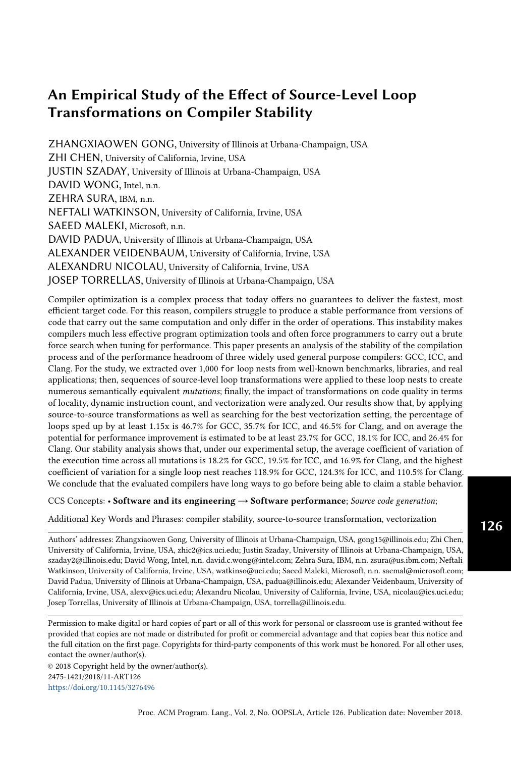# An Empirical Study of the Effect of Source-Level Loop Transformations on Compiler Stability

ZHANGXIAOWEN GONG, University of Illinois at Urbana-Champaign, USA
ZHI CHEN, University of California, Irvine, USA
JUSTIN SZADAY, University of Illinois at Urbana-Champaign, USA
DAVID WONG, Intel, n.n.
ZEHRA SURA, IBM, n.n.
NEFTALI WATKINSON, University of California, Irvine, USA
SAEED MALEKI, Microsoft, n.n.
DAVID PADUA, University of Illinois at Urbana-Champaign, USA
ALEXANDER VEIDENBAUM, University of California, Irvine, USA
ALEXANDRU NICOLAU, University of California, Irvine, USA
JOSEP TORRELLAS, University of Illinois at Urbana-Champaign, USA

Compiler optimization is a complex process that today offers no guarantees to deliver the fastest, most efficient target code. For this reason, compilers struggle to produce a stable performance from versions of code that carry out the same computation and only differ in the order of operations. This instability makes compilers much less effective program optimization tools and often force programmers to carry out a brute force search when tuning for performance. This paper presents an analysis of the stability of the compilation process and of the performance headroom of three widely used general purpose compilers: GCC, ICC, and Clang. For the study, we extracted over 1,000 `for` loop nests from well-known benchmarks, libraries, and real applications; then, sequences of source-level loop transformations were applied to these loop nests to create numerous semantically equivalent *mutations*; finally, the impact of transformations on code quality in terms of locality, dynamic instruction count, and vectorization were analyzed. Our results show that, by applying source-to-source transformations as well as searching for the best vectorization setting, the percentage of loops sped up by at least 1.15x is 46.7% for GCC, 35.7% for ICC, and 46.5% for Clang, and on average the potential for performance improvement is estimated to be at least 23.7% for GCC, 18.1% for ICC, and 26.4% for Clang. Our stability analysis shows that, under our experimental setup, the average coefficient of variation of the execution time across all mutations is 18.2% for GCC, 19.5% for ICC, and 16.9% for Clang, and the highest coefficient of variation for a single loop nest reaches 118.9% for GCC, 124.3% for ICC, and 110.5% for Clang. We conclude that the evaluated compilers have long ways to go before being able to claim a stable behavior.

CCS Concepts: • **Software and its engineering → Software performance**; *Source code generation*;

Additional Key Words and Phrases: compiler stability, source-to-source transformation, vectorization

Authors' addresses: Zhangxiaowen Gong, University of Illinois at Urbana-Champaign, USA, gong15@illinois.edu; Zhi Chen, University of California, Irvine, USA, zhic2@ics.uci.edu; Justin Szaday, University of Illinois at Urbana-Champaign, USA, szaday2@illinois.edu; David Wong, Intel, n.n. david.c.wong@intel.com; Zehra Sura, IBM, n.n. zsura@us.ibm.com; Neftali Watkinson, University of California, Irvine, USA, watkinso@uci.edu; Saeed Maleki, Microsoft, n.n. saemal@microsoft.com; David Padua, University of Illinois at Urbana-Champaign, USA, padua@illinois.edu; Alexander Veidenbaum, University of California, Irvine, USA, alexv@ics.uci.edu; Alexandru Nicolau, University of California, Irvine, USA, nicolau@ics.uci.edu; Josep Torrellas, University of Illinois at Urbana-Champaign, USA, torrella@illinois.edu.

Permission to make digital or hard copies of part or all of this work for personal or classroom use is granted without fee provided that copies are not made or distributed for profit or commercial advantage and that copies bear this notice and the full citation on the first page. Copyrights for third-party components of this work must be honored. For all other uses, contact the owner/author(s).

© 2018 Copyright held by the owner/author(s).
2475-1421/2018/11-ART126
https://doi.org/10.1145/3276496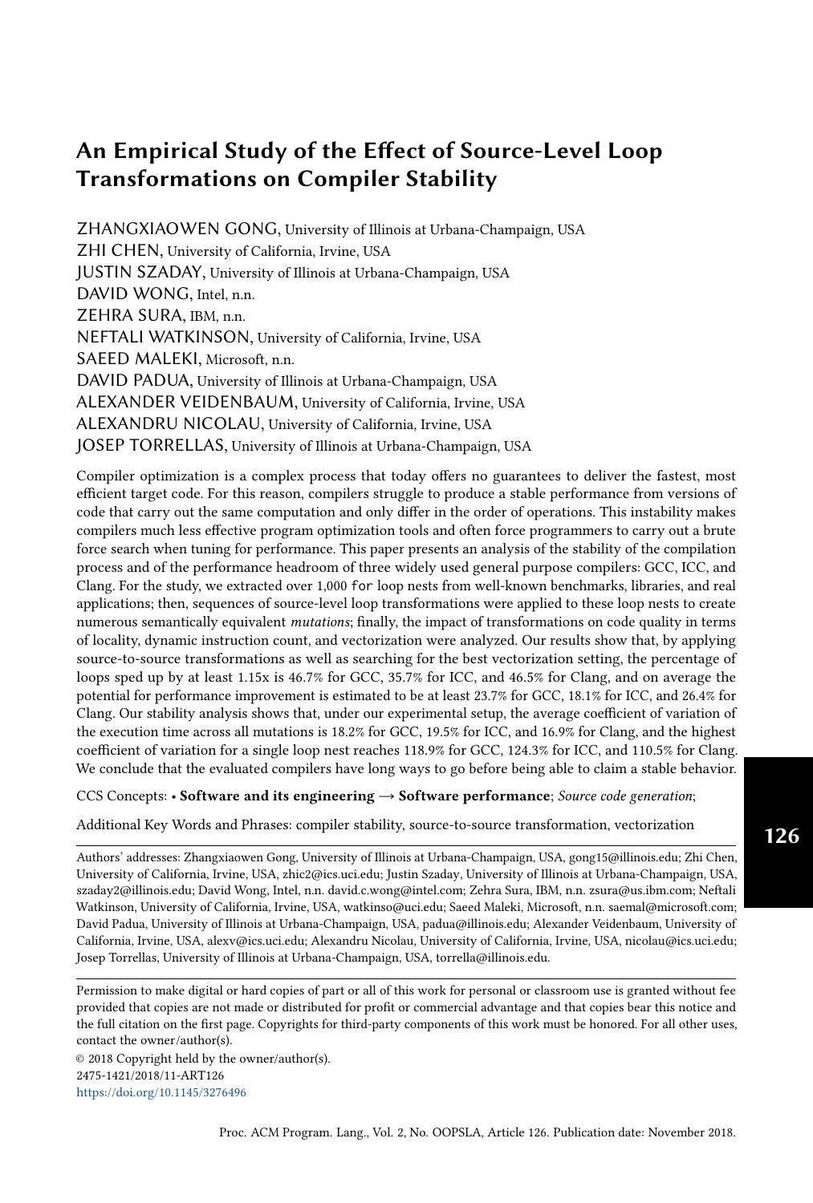# An Empirical Study of the Effect of Source-Level Loop Transformations on Compiler Stability

ZHANGXIAOWEN GONG, University of Illinois at Urbana-Champaign, USA
ZHI CHEN, University of California, Irvine, USA
JUSTIN SZADAY, University of Illinois at Urbana-Champaign, USA
DAVID WONG, Intel, n.n.
ZEHRA SURA, IBM, n.n.
NEFTALI WATKINSON, University of California, Irvine, USA
SAEED MALEKI, Microsoft, n.n.
DAVID PADUA, University of Illinois at Urbana-Champaign, USA
ALEXANDER VEIDENBAUM, University of California, Irvine, USA
ALEXANDRU NICOLAU, University of California, Irvine, USA
JOSEP TORRELLAS, University of Illinois at Urbana-Champaign, USA

Compiler optimization is a complex process that today offers no guarantees to deliver the fastest, most efficient target code. For this reason, compilers struggle to produce a stable performance from versions of code that carry out the same computation and only differ in the order of operations. This instability makes compilers much less effective program optimization tools and often force programmers to carry out a brute force search when tuning for performance. This paper presents an analysis of the stability of the compilation process and of the performance headroom of three widely used general purpose compilers: GCC, ICC, and Clang. For the study, we extracted over 1,000 `for` loop nests from well-known benchmarks, libraries, and real applications; then, sequences of source-level loop transformations were applied to these loop nests to create numerous semantically equivalent *mutations*; finally, the impact of transformations on code quality in terms of locality, dynamic instruction count, and vectorization were analyzed. Our results show that, by applying source-to-source transformations as well as searching for the best vectorization setting, the percentage of loops sped up by at least 1.15x is 46.7% for GCC, 35.7% for ICC, and 46.5% for Clang, and on average the potential for performance improvement is estimated to be at least 23.7% for GCC, 18.1% for ICC, and 26.4% for Clang. Our stability analysis shows that, under our experimental setup, the average coefficient of variation of the execution time across all mutations is 18.2% for GCC, 19.5% for ICC, and 16.9% for Clang, and the highest coefficient of variation for a single loop nest reaches 118.9% for GCC, 124.3% for ICC, and 110.5% for Clang. We conclude that the evaluated compilers have long ways to go before being able to claim a stable behavior.

CCS Concepts: • **Software and its engineering → Software performance**; *Source code generation*;

Additional Key Words and Phrases: compiler stability, source-to-source transformation, vectorization

Authors' addresses: Zhangxiaowen Gong, University of Illinois at Urbana-Champaign, USA, gong15@illinois.edu; Zhi Chen, University of California, Irvine, USA, zhic2@ics.uci.edu; Justin Szaday, University of Illinois at Urbana-Champaign, USA, szaday2@illinois.edu; David Wong, Intel, n.n. david.c.wong@intel.com; Zehra Sura, IBM, n.n. zsura@us.ibm.com; Neftali Watkinson, University of California, Irvine, USA, watkinso@uci.edu; Saeed Maleki, Microsoft, n.n. saemal@microsoft.com; David Padua, University of Illinois at Urbana-Champaign, USA, padua@illinois.edu; Alexander Veidenbaum, University of California, Irvine, USA, alexv@ics.uci.edu; Alexandru Nicolau, University of California, Irvine, USA, nicolau@ics.uci.edu; Josep Torrellas, University of Illinois at Urbana-Champaign, USA, torrella@illinois.edu.

Permission to make digital or hard copies of part or all of this work for personal or classroom use is granted without fee provided that copies are not made or distributed for profit or commercial advantage and that copies bear this notice and the full citation on the first page. Copyrights for third-party components of this work must be honored. For all other uses, contact the owner/author(s).

© 2018 Copyright held by the owner/author(s).
2475-1421/2018/11-ART126
https://doi.org/10.1145/3276496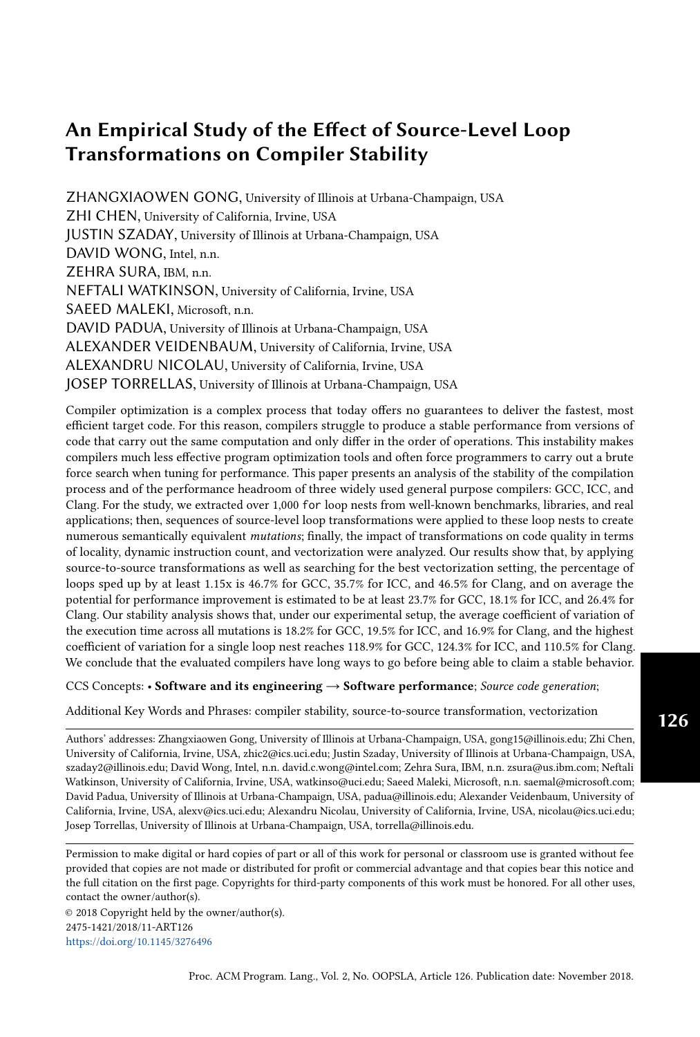# An Empirical Study of the Effect of Source-Level Loop Transformations on Compiler Stability

ZHANGXIAOWEN GONG, University of Illinois at Urbana-Champaign, USA
ZHI CHEN, University of California, Irvine, USA
JUSTIN SZADAY, University of Illinois at Urbana-Champaign, USA
DAVID WONG, Intel, n.n.
ZEHRA SURA, IBM, n.n.
NEFTALI WATKINSON, University of California, Irvine, USA
SAEED MALEKI, Microsoft, n.n.
DAVID PADUA, University of Illinois at Urbana-Champaign, USA
ALEXANDER VEIDENBAUM, University of California, Irvine, USA
ALEXANDRU NICOLAU, University of California, Irvine, USA
JOSEP TORRELLAS, University of Illinois at Urbana-Champaign, USA

Compiler optimization is a complex process that today offers no guarantees to deliver the fastest, most efficient target code. For this reason, compilers struggle to produce a stable performance from versions of code that carry out the same computation and only differ in the order of operations. This instability makes compilers much less effective program optimization tools and often force programmers to carry out a brute force search when tuning for performance. This paper presents an analysis of the stability of the compilation process and of the performance headroom of three widely used general purpose compilers: GCC, ICC, and Clang. For the study, we extracted over 1,000 `for` loop nests from well-known benchmarks, libraries, and real applications; then, sequences of source-level loop transformations were applied to these loop nests to create numerous semantically equivalent *mutations*; finally, the impact of transformations on code quality in terms of locality, dynamic instruction count, and vectorization were analyzed. Our results show that, by applying source-to-source transformations as well as searching for the best vectorization setting, the percentage of loops sped up by at least 1.15x is 46.7% for GCC, 35.7% for ICC, and 46.5% for Clang, and on average the potential for performance improvement is estimated to be at least 23.7% for GCC, 18.1% for ICC, and 26.4% for Clang. Our stability analysis shows that, under our experimental setup, the average coefficient of variation of the execution time across all mutations is 18.2% for GCC, 19.5% for ICC, and 16.9% for Clang, and the highest coefficient of variation for a single loop nest reaches 118.9% for GCC, 124.3% for ICC, and 110.5% for Clang. We conclude that the evaluated compilers have long ways to go before being able to claim a stable behavior.

CCS Concepts: • **Software and its engineering → Software performance**; *Source code generation*;

Additional Key Words and Phrases: compiler stability, source-to-source transformation, vectorization

Authors' addresses: Zhangxiaowen Gong, University of Illinois at Urbana-Champaign, USA, gong15@illinois.edu; Zhi Chen, University of California, Irvine, USA, zhic2@ics.uci.edu; Justin Szaday, University of Illinois at Urbana-Champaign, USA, szaday2@illinois.edu; David Wong, Intel, n.n. david.c.wong@intel.com; Zehra Sura, IBM, n.n. zsura@us.ibm.com; Neftali Watkinson, University of California, Irvine, USA, watkinso@uci.edu; Saeed Maleki, Microsoft, n.n. saemal@microsoft.com; David Padua, University of Illinois at Urbana-Champaign, USA, padua@illinois.edu; Alexander Veidenbaum, University of California, Irvine, USA, alexv@ics.uci.edu; Alexandru Nicolau, University of California, Irvine, USA, nicolau@ics.uci.edu; Josep Torrellas, University of Illinois at Urbana-Champaign, USA, torrella@illinois.edu.

Permission to make digital or hard copies of part or all of this work for personal or classroom use is granted without fee provided that copies are not made or distributed for profit or commercial advantage and that copies bear this notice and the full citation on the first page. Copyrights for third-party components of this work must be honored. For all other uses, contact the owner/author(s).

© 2018 Copyright held by the owner/author(s).
2475-1421/2018/11-ART126
https://doi.org/10.1145/3276496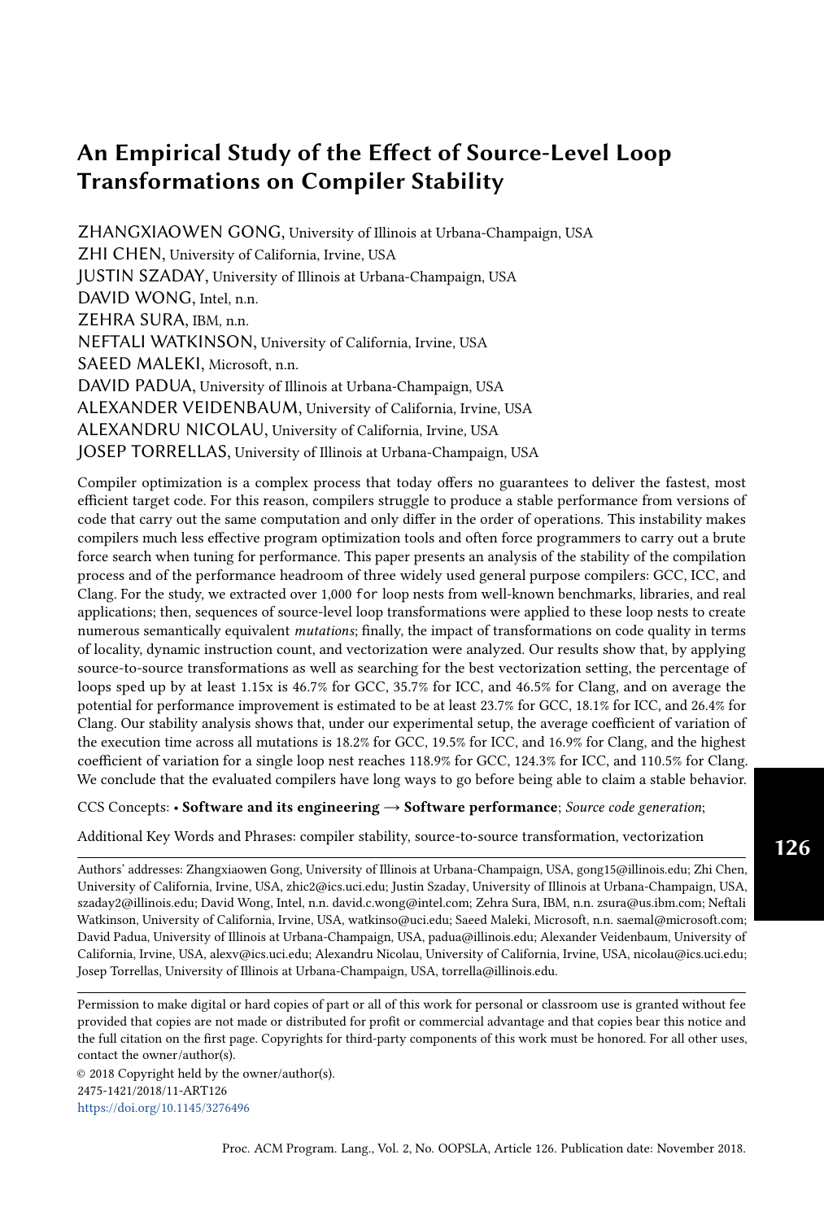# An Empirical Study of the Effect of Source-Level Loop Transformations on Compiler Stability

ZHANGXIAOWEN GONG, University of Illinois at Urbana-Champaign, USA
ZHI CHEN, University of California, Irvine, USA
JUSTIN SZADAY, University of Illinois at Urbana-Champaign, USA
DAVID WONG, Intel, n.n.
ZEHRA SURA, IBM, n.n.
NEFTALI WATKINSON, University of California, Irvine, USA
SAEED MALEKI, Microsoft, n.n.
DAVID PADUA, University of Illinois at Urbana-Champaign, USA
ALEXANDER VEIDENBAUM, University of California, Irvine, USA
ALEXANDRU NICOLAU, University of California, Irvine, USA
JOSEP TORRELLAS, University of Illinois at Urbana-Champaign, USA

Compiler optimization is a complex process that today offers no guarantees to deliver the fastest, most efficient target code. For this reason, compilers struggle to produce a stable performance from versions of code that carry out the same computation and only differ in the order of operations. This instability makes compilers much less effective program optimization tools and often force programmers to carry out a brute force search when tuning for performance. This paper presents an analysis of the stability of the compilation process and of the performance headroom of three widely used general purpose compilers: GCC, ICC, and Clang. For the study, we extracted over 1,000 `for` loop nests from well-known benchmarks, libraries, and real applications; then, sequences of source-level loop transformations were applied to these loop nests to create numerous semantically equivalent *mutations*; finally, the impact of transformations on code quality in terms of locality, dynamic instruction count, and vectorization were analyzed. Our results show that, by applying source-to-source transformations as well as searching for the best vectorization setting, the percentage of loops sped up by at least 1.15x is 46.7% for GCC, 35.7% for ICC, and 46.5% for Clang, and on average the potential for performance improvement is estimated to be at least 23.7% for GCC, 18.1% for ICC, and 26.4% for Clang. Our stability analysis shows that, under our experimental setup, the average coefficient of variation of the execution time across all mutations is 18.2% for GCC, 19.5% for ICC, and 16.9% for Clang, and the highest coefficient of variation for a single loop nest reaches 118.9% for GCC, 124.3% for ICC, and 110.5% for Clang. We conclude that the evaluated compilers have long ways to go before being able to claim a stable behavior.

CCS Concepts: • **Software and its engineering → Software performance**; *Source code generation*;

Additional Key Words and Phrases: compiler stability, source-to-source transformation, vectorization

Authors' addresses: Zhangxiaowen Gong, University of Illinois at Urbana-Champaign, USA, gong15@illinois.edu; Zhi Chen, University of California, Irvine, USA, zhic2@ics.uci.edu; Justin Szaday, University of Illinois at Urbana-Champaign, USA, szaday2@illinois.edu; David Wong, Intel, n.n. david.c.wong@intel.com; Zehra Sura, IBM, n.n. zsura@us.ibm.com; Neftali Watkinson, University of California, Irvine, USA, watkinso@uci.edu; Saeed Maleki, Microsoft, n.n. saemal@microsoft.com; David Padua, University of Illinois at Urbana-Champaign, USA, padua@illinois.edu; Alexander Veidenbaum, University of California, Irvine, USA, alexv@ics.uci.edu; Alexandru Nicolau, University of California, Irvine, USA, nicolau@ics.uci.edu; Josep Torrellas, University of Illinois at Urbana-Champaign, USA, torrella@illinois.edu.

Permission to make digital or hard copies of part or all of this work for personal or classroom use is granted without fee provided that copies are not made or distributed for profit or commercial advantage and that copies bear this notice and the full citation on the first page. Copyrights for third-party components of this work must be honored. For all other uses, contact the owner/author(s).

© 2018 Copyright held by the owner/author(s).
2475-1421/2018/11-ART126
https://doi.org/10.1145/3276496